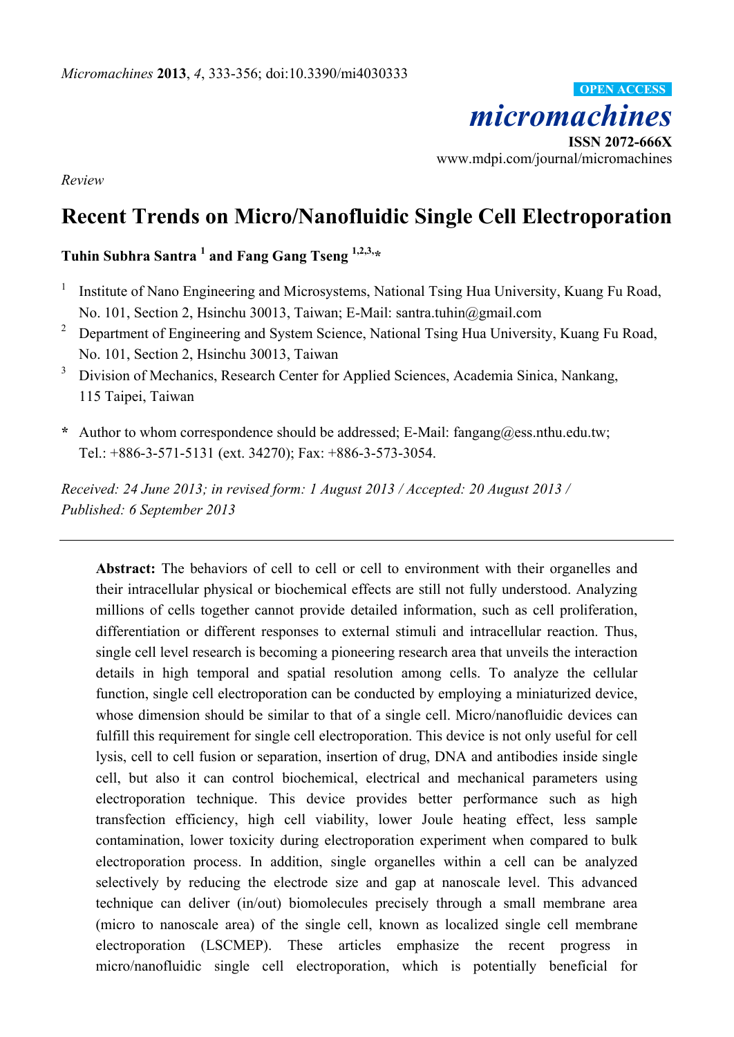*Micromachines* **2013**, *4*, 333-356; doi:10.3390/mi4030333

OPEN ACCESS

*micromachines*

**ISSN 2072-666X**

www.mdpi.com/journal/micromachines

*Review*

# Recent Trends on Micro/Nanofluidic Single Cell Electroporation

**Tuhin Subhra Santra [1] and Fang Gang Tseng [1,2,3,*]**

[1] Institute of Nano Engineering and Microsystems, National Tsing Hua University, Kuang Fu Road, No. 101, Section 2, Hsinchu 30013, Taiwan; E-Mail: santra.tuhin@gmail.com

[2] Department of Engineering and System Science, National Tsing Hua University, Kuang Fu Road, No. 101, Section 2, Hsinchu 30013, Taiwan

[3] Division of Mechanics, Research Center for Applied Sciences, Academia Sinica, Nankang, 115 Taipei, Taiwan

**\*** Author to whom correspondence should be addressed; E-Mail: fangang@ess.nthu.edu.tw; Tel.: +886-3-571-5131 (ext. 34270); Fax: +886-3-573-3054.

*Received: 24 June 2013; in revised form: 1 August 2013 / Accepted: 20 August 2013 / Published: 6 September 2013*

---

**Abstract:** The behaviors of cell to cell or cell to environment with their organelles and their intracellular physical or biochemical effects are still not fully understood. Analyzing millions of cells together cannot provide detailed information, such as cell proliferation, differentiation or different responses to external stimuli and intracellular reaction. Thus, single cell level research is becoming a pioneering research area that unveils the interaction details in high temporal and spatial resolution among cells. To analyze the cellular function, single cell electroporation can be conducted by employing a miniaturized device, whose dimension should be similar to that of a single cell. Micro/nanofluidic devices can fulfill this requirement for single cell electroporation. This device is not only useful for cell lysis, cell to cell fusion or separation, insertion of drug, DNA and antibodies inside single cell, but also it can control biochemical, electrical and mechanical parameters using electroporation technique. This device provides better performance such as high transfection efficiency, high cell viability, lower Joule heating effect, less sample contamination, lower toxicity during electroporation experiment when compared to bulk electroporation process. In addition, single organelles within a cell can be analyzed selectively by reducing the electrode size and gap at nanoscale level. This advanced technique can deliver (in/out) biomolecules precisely through a small membrane area (micro to nanoscale area) of the single cell, known as localized single cell membrane electroporation (LSCMEP). These articles emphasize the recent progress in micro/nanofluidic single cell electroporation, which is potentially beneficial for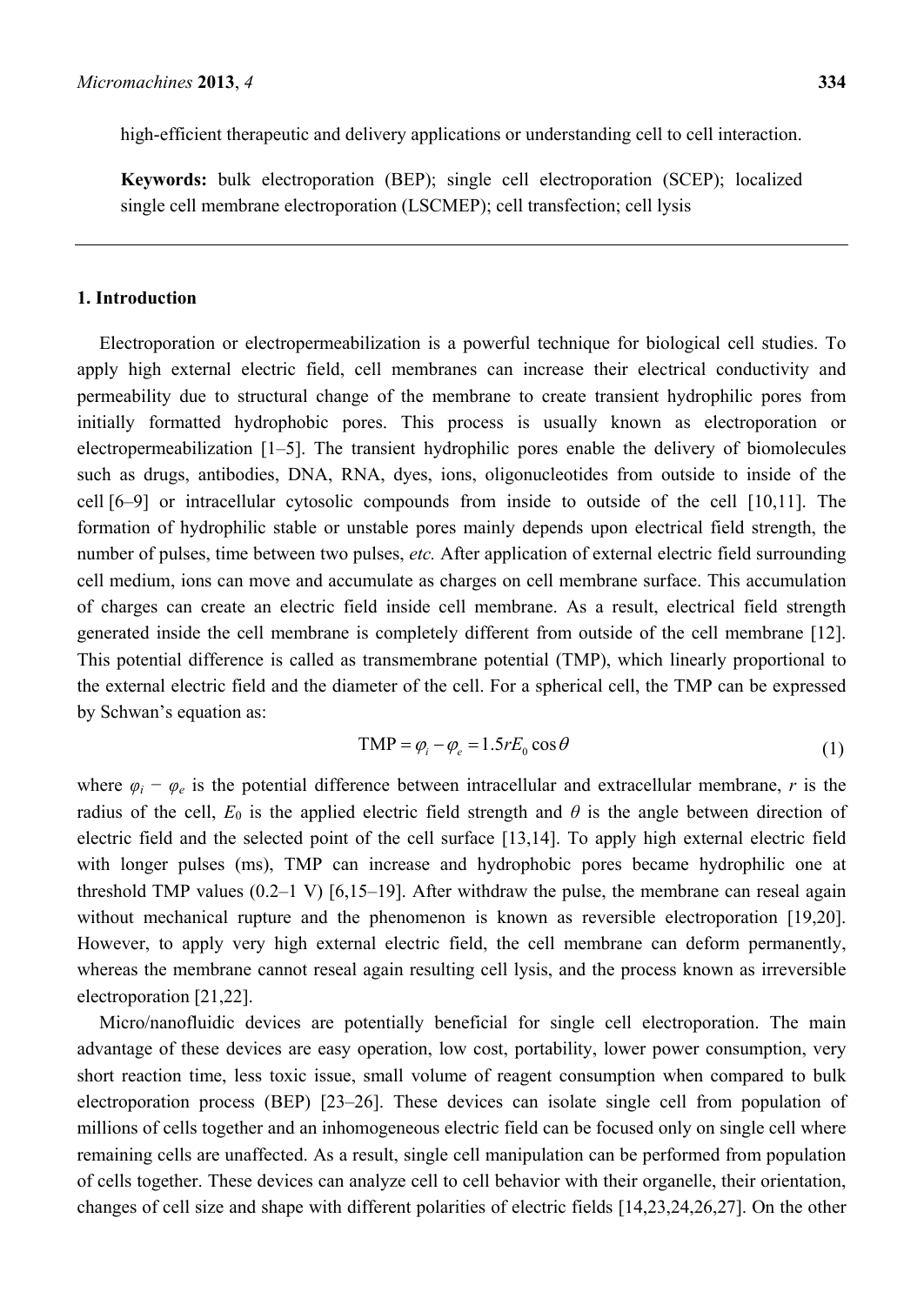high-efficient therapeutic and delivery applications or understanding cell to cell interaction.

**Keywords:** bulk electroporation (BEP); single cell electroporation (SCEP); localized single cell membrane electroporation (LSCMEP); cell transfection; cell lysis

## 1. Introduction

Electroporation or electropermeabilization is a powerful technique for biological cell studies. To apply high external electric field, cell membranes can increase their electrical conductivity and permeability due to structural change of the membrane to create transient hydrophilic pores from initially formatted hydrophobic pores. This process is usually known as electroporation or electropermeabilization [1–5]. The transient hydrophilic pores enable the delivery of biomolecules such as drugs, antibodies, DNA, RNA, dyes, ions, oligonucleotides from outside to inside of the cell [6–9] or intracellular cytosolic compounds from inside to outside of the cell [10,11]. The formation of hydrophilic stable or unstable pores mainly depends upon electrical field strength, the number of pulses, time between two pulses, *etc.* After application of external electric field surrounding cell medium, ions can move and accumulate as charges on cell membrane surface. This accumulation of charges can create an electric field inside cell membrane. As a result, electrical field strength generated inside the cell membrane is completely different from outside of the cell membrane [12]. This potential difference is called as transmembrane potential (TMP), which linearly proportional to the external electric field and the diameter of the cell. For a spherical cell, the TMP can be expressed by Schwan's equation as:

$$\text{TMP} = \varphi_i - \varphi_e = 1.5 r E_0 \cos\theta \tag{1}$$

where $\varphi_i - \varphi_e$ is the potential difference between intracellular and extracellular membrane, $r$ is the radius of the cell, $E_0$ is the applied electric field strength and $\theta$ is the angle between direction of electric field and the selected point of the cell surface [13,14]. To apply high external electric field with longer pulses (ms), TMP can increase and hydrophobic pores became hydrophilic one at threshold TMP values (0.2–1 V) [6,15–19]. After withdraw the pulse, the membrane can reseal again without mechanical rupture and the phenomenon is known as reversible electroporation [19,20]. However, to apply very high external electric field, the cell membrane can deform permanently, whereas the membrane cannot reseal again resulting cell lysis, and the process known as irreversible electroporation [21,22].

Micro/nanofluidic devices are potentially beneficial for single cell electroporation. The main advantage of these devices are easy operation, low cost, portability, lower power consumption, very short reaction time, less toxic issue, small volume of reagent consumption when compared to bulk electroporation process (BEP) [23–26]. These devices can isolate single cell from population of millions of cells together and an inhomogeneous electric field can be focused only on single cell where remaining cells are unaffected. As a result, single cell manipulation can be performed from population of cells together. These devices can analyze cell to cell behavior with their organelle, their orientation, changes of cell size and shape with different polarities of electric fields [14,23,24,26,27]. On the other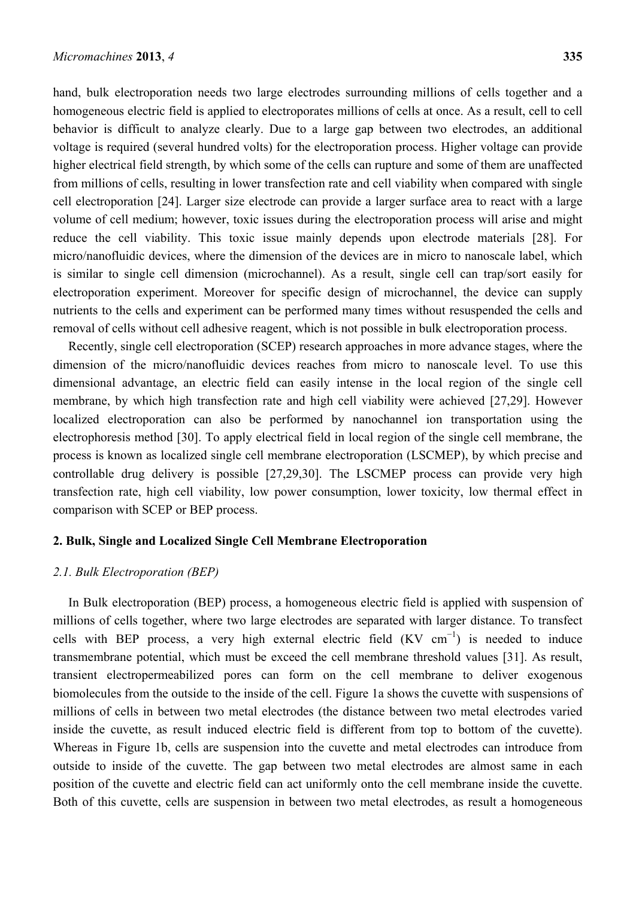hand, bulk electroporation needs two large electrodes surrounding millions of cells together and a homogeneous electric field is applied to electroporates millions of cells at once. As a result, cell to cell behavior is difficult to analyze clearly. Due to a large gap between two electrodes, an additional voltage is required (several hundred volts) for the electroporation process. Higher voltage can provide higher electrical field strength, by which some of the cells can rupture and some of them are unaffected from millions of cells, resulting in lower transfection rate and cell viability when compared with single cell electroporation [24]. Larger size electrode can provide a larger surface area to react with a large volume of cell medium; however, toxic issues during the electroporation process will arise and might reduce the cell viability. This toxic issue mainly depends upon electrode materials [28]. For micro/nanofluidic devices, where the dimension of the devices are in micro to nanoscale label, which is similar to single cell dimension (microchannel). As a result, single cell can trap/sort easily for electroporation experiment. Moreover for specific design of microchannel, the device can supply nutrients to the cells and experiment can be performed many times without resuspended the cells and removal of cells without cell adhesive reagent, which is not possible in bulk electroporation process.

Recently, single cell electroporation (SCEP) research approaches in more advance stages, where the dimension of the micro/nanofluidic devices reaches from micro to nanoscale level. To use this dimensional advantage, an electric field can easily intense in the local region of the single cell membrane, by which high transfection rate and high cell viability were achieved [27,29]. However localized electroporation can also be performed by nanochannel ion transportation using the electrophoresis method [30]. To apply electrical field in local region of the single cell membrane, the process is known as localized single cell membrane electroporation (LSCMEP), by which precise and controllable drug delivery is possible [27,29,30]. The LSCMEP process can provide very high transfection rate, high cell viability, low power consumption, lower toxicity, low thermal effect in comparison with SCEP or BEP process.

## 2. Bulk, Single and Localized Single Cell Membrane Electroporation

### 2.1. Bulk Electroporation (BEP)

In Bulk electroporation (BEP) process, a homogeneous electric field is applied with suspension of millions of cells together, where two large electrodes are separated with larger distance. To transfect cells with BEP process, a very high external electric field (KV $cm^{-1}$) is needed to induce transmembrane potential, which must be exceed the cell membrane threshold values [31]. As result, transient electropermeabilized pores can form on the cell membrane to deliver exogenous biomolecules from the outside to the inside of the cell. Figure 1a shows the cuvette with suspensions of millions of cells in between two metal electrodes (the distance between two metal electrodes varied inside the cuvette, as result induced electric field is different from top to bottom of the cuvette). Whereas in Figure 1b, cells are suspension into the cuvette and metal electrodes can introduce from outside to inside of the cuvette. The gap between two metal electrodes are almost same in each position of the cuvette and electric field can act uniformly onto the cell membrane inside the cuvette. Both of this cuvette, cells are suspension in between two metal electrodes, as result a homogeneous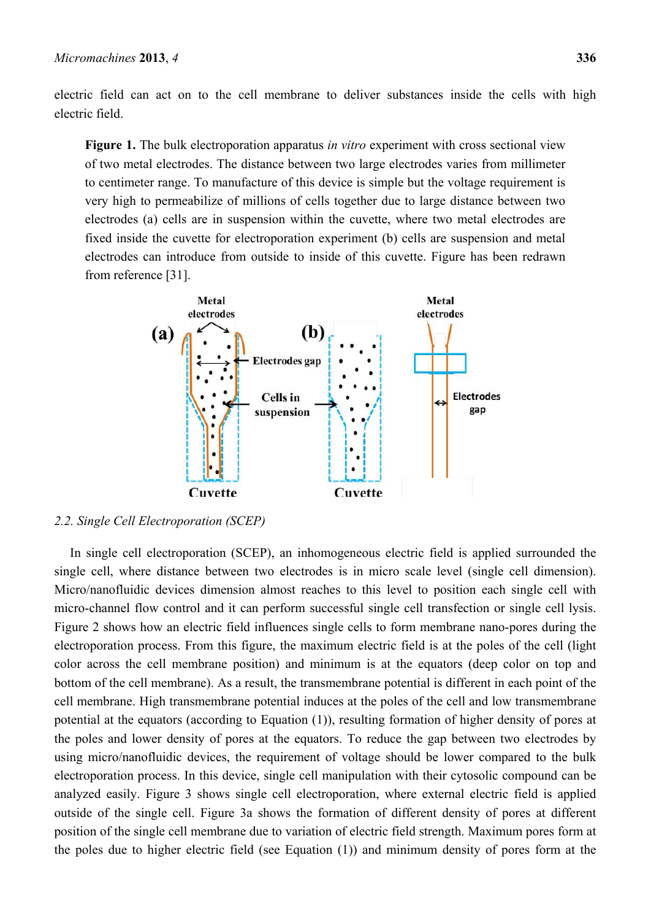electric field can act on to the cell membrane to deliver substances inside the cells with high electric field.

**Figure 1.** The bulk electroporation apparatus *in vitro* experiment with cross sectional view of two metal electrodes. The distance between two large electrodes varies from millimeter to centimeter range. To manufacture of this device is simple but the voltage requirement is very high to permeabilize of millions of cells together due to large distance between two electrodes (a) cells are in suspension within the cuvette, where two metal electrodes are fixed inside the cuvette for electroporation experiment (b) cells are suspension and metal electrodes can introduce from outside to inside of this cuvette. Figure has been redrawn from reference [31].

### 2.2. Single Cell Electroporation (SCEP)

In single cell electroporation (SCEP), an inhomogeneous electric field is applied surrounded the single cell, where distance between two electrodes is in micro scale level (single cell dimension). Micro/nanofluidic devices dimension almost reaches to this level to position each single cell with micro-channel flow control and it can perform successful single cell transfection or single cell lysis. Figure 2 shows how an electric field influences single cells to form membrane nano-pores during the electroporation process. From this figure, the maximum electric field is at the poles of the cell (light color across the cell membrane position) and minimum is at the equators (deep color on top and bottom of the cell membrane). As a result, the transmembrane potential is different in each point of the cell membrane. High transmembrane potential induces at the poles of the cell and low transmembrane potential at the equators (according to Equation (1)), resulting formation of higher density of pores at the poles and lower density of pores at the equators. To reduce the gap between two electrodes by using micro/nanofluidic devices, the requirement of voltage should be lower compared to the bulk electroporation process. In this device, single cell manipulation with their cytosolic compound can be analyzed easily. Figure 3 shows single cell electroporation, where external electric field is applied outside of the single cell. Figure 3a shows the formation of different density of pores at different position of the single cell membrane due to variation of electric field strength. Maximum pores form at the poles due to higher electric field (see Equation (1)) and minimum density of pores form at the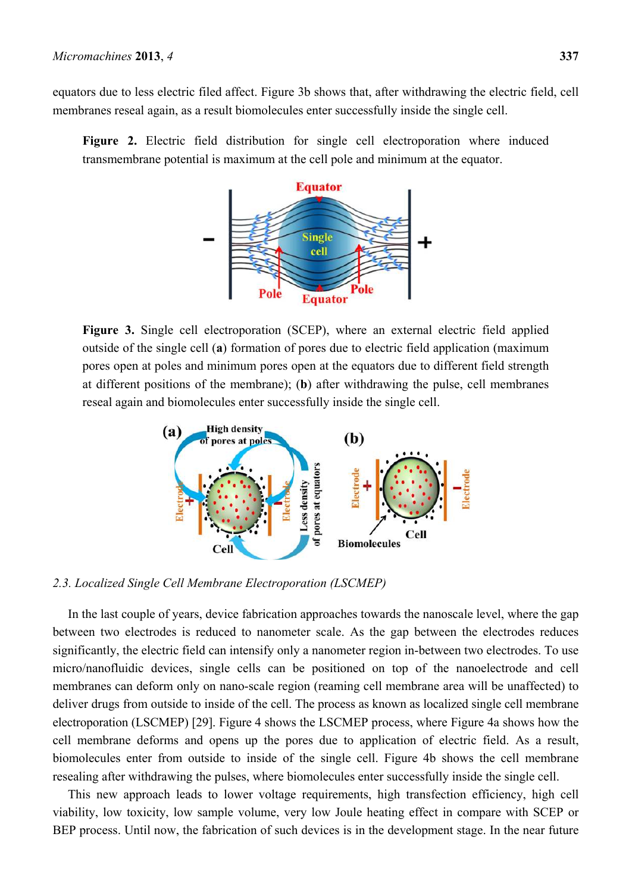equators due to less electric filed affect. Figure 3b shows that, after withdrawing the electric field, cell membranes reseal again, as a result biomolecules enter successfully inside the single cell.

**Figure 2.** Electric field distribution for single cell electroporation where induced transmembrane potential is maximum at the cell pole and minimum at the equator.

**Figure 3.** Single cell electroporation (SCEP), where an external electric field applied outside of the single cell (**a**) formation of pores due to electric field application (maximum pores open at poles and minimum pores open at the equators due to different field strength at different positions of the membrane); (**b**) after withdrawing the pulse, cell membranes reseal again and biomolecules enter successfully inside the single cell.

### *2.3. Localized Single Cell Membrane Electroporation (LSCMEP)*

In the last couple of years, device fabrication approaches towards the nanoscale level, where the gap between two electrodes is reduced to nanometer scale. As the gap between the electrodes reduces significantly, the electric field can intensify only a nanometer region in-between two electrodes. To use micro/nanofluidic devices, single cells can be positioned on top of the nanoelectrode and cell membranes can deform only on nano-scale region (reaming cell membrane area will be unaffected) to deliver drugs from outside to inside of the cell. The process as known as localized single cell membrane electroporation (LSCMEP) [29]. Figure 4 shows the LSCMEP process, where Figure 4a shows how the cell membrane deforms and opens up the pores due to application of electric field. As a result, biomolecules enter from outside to inside of the single cell. Figure 4b shows the cell membrane resealing after withdrawing the pulses, where biomolecules enter successfully inside the single cell.

This new approach leads to lower voltage requirements, high transfection efficiency, high cell viability, low toxicity, low sample volume, very low Joule heating effect in compare with SCEP or BEP process. Until now, the fabrication of such devices is in the development stage. In the near future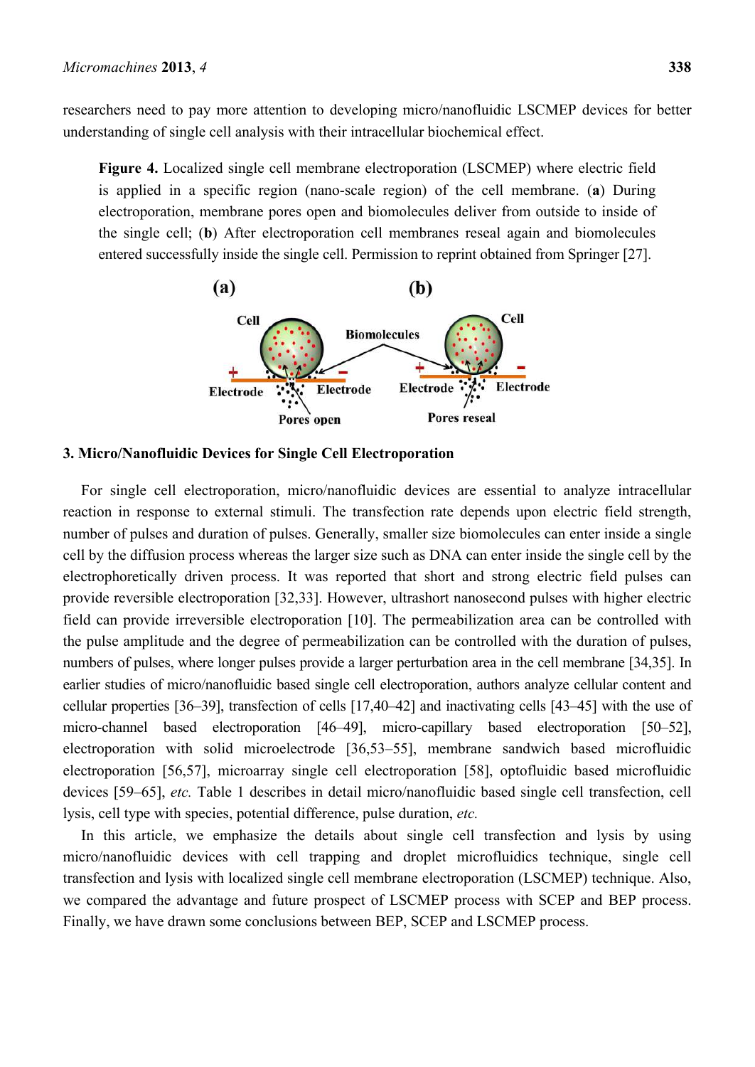researchers need to pay more attention to developing micro/nanofluidic LSCMEP devices for better understanding of single cell analysis with their intracellular biochemical effect.

**Figure 4.** Localized single cell membrane electroporation (LSCMEP) where electric field is applied in a specific region (nano-scale region) of the cell membrane. (**a**) During electroporation, membrane pores open and biomolecules deliver from outside to inside of the single cell; (**b**) After electroporation cell membranes reseal again and biomolecules entered successfully inside the single cell. Permission to reprint obtained from Springer [27].

## 3. Micro/Nanofluidic Devices for Single Cell Electroporation

For single cell electroporation, micro/nanofluidic devices are essential to analyze intracellular reaction in response to external stimuli. The transfection rate depends upon electric field strength, number of pulses and duration of pulses. Generally, smaller size biomolecules can enter inside a single cell by the diffusion process whereas the larger size such as DNA can enter inside the single cell by the electrophoretically driven process. It was reported that short and strong electric field pulses can provide reversible electroporation [32,33]. However, ultrashort nanosecond pulses with higher electric field can provide irreversible electroporation [10]. The permeabilization area can be controlled with the pulse amplitude and the degree of permeabilization can be controlled with the duration of pulses, numbers of pulses, where longer pulses provide a larger perturbation area in the cell membrane [34,35]. In earlier studies of micro/nanofluidic based single cell electroporation, authors analyze cellular content and cellular properties [36–39], transfection of cells [17,40–42] and inactivating cells [43–45] with the use of micro-channel based electroporation [46–49], micro-capillary based electroporation [50–52], electroporation with solid microelectrode [36,53–55], membrane sandwich based microfluidic electroporation [56,57], microarray single cell electroporation [58], optofluidic based microfluidic devices [59–65], *etc.* Table 1 describes in detail micro/nanofluidic based single cell transfection, cell lysis, cell type with species, potential difference, pulse duration, *etc.*

In this article, we emphasize the details about single cell transfection and lysis by using micro/nanofluidic devices with cell trapping and droplet microfluidics technique, single cell transfection and lysis with localized single cell membrane electroporation (LSCMEP) technique. Also, we compared the advantage and future prospect of LSCMEP process with SCEP and BEP process. Finally, we have drawn some conclusions between BEP, SCEP and LSCMEP process.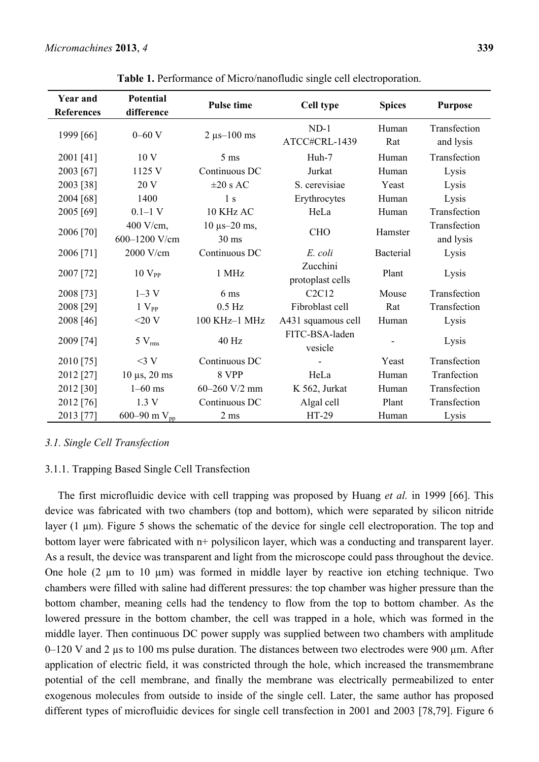**Table 1.** Performance of Micro/nanofludic single cell electroporation.

| Year and References | Potential difference | Pulse time | Cell type | Spices | Purpose |
|---|---|---|---|---|---|
| 1999 [66] | 0–60 V | 2 μs–100 ms | ND-1 ATCC#CRL-1439 | Human Rat | Transfection and lysis |
| 2001 [41] | 10 V | 5 ms | Huh-7 | Human | Transfection |
| 2003 [67] | 1125 V | Continuous DC | Jurkat | Human | Lysis |
| 2003 [38] | 20 V | ±20 s AC | S. cerevisiae | Yeast | Lysis |
| 2004 [68] | 1400 | 1 s | Erythrocytes | Human | Lysis |
| 2005 [69] | 0.1–1 V | 10 KHz AC | HeLa | Human | Transfection |
| 2006 [70] | 400 V/cm, 600–1200 V/cm | 10 μs–20 ms, 30 ms | CHO | Hamster | Transfection and lysis |
| 2006 [71] | 2000 V/cm | Continuous DC | *E. coli* | Bacterial | Lysis |
| 2007 [72] | 10 $V_{PP}$ | 1 MHz | Zucchini protoplast cells | Plant | Lysis |
| 2008 [73] | 1–3 V | 6 ms | C2C12 | Mouse | Transfection |
| 2008 [29] | 1 $V_{PP}$ | 0.5 Hz | Fibroblast cell | Rat | Transfection |
| 2008 [46] | <20 V | 100 KHz–1 MHz | A431 squamous cell | Human | Lysis |
| 2009 [74] | 5 $V_{rms}$ | 40 Hz | FITC-BSA-laden vesicle | - | Lysis |
| 2010 [75] | <3 V | Continuous DC | - | Yeast | Transfection |
| 2012 [27] | 10 μs, 20 ms | 8 VPP | HeLa | Human | Tranfection |
| 2012 [30] | 1–60 ms | 60–260 V/2 mm | K 562, Jurkat | Human | Transfection |
| 2012 [76] | 1.3 V | Continuous DC | Algal cell | Plant | Transfection |
| 2013 [77] | 600–90 m $V_{pp}$ | 2 ms | HT-29 | Human | Lysis |

### *3.1. Single Cell Transfection*

#### 3.1.1. Trapping Based Single Cell Transfection

The first microfluidic device with cell trapping was proposed by Huang *et al.* in 1999 [66]. This device was fabricated with two chambers (top and bottom), which were separated by silicon nitride layer (1 μm). Figure 5 shows the schematic of the device for single cell electroporation. The top and bottom layer were fabricated with n+ polysilicon layer, which was a conducting and transparent layer. As a result, the device was transparent and light from the microscope could pass throughout the device. One hole (2 μm to 10 μm) was formed in middle layer by reactive ion etching technique. Two chambers were filled with saline had different pressures: the top chamber was higher pressure than the bottom chamber, meaning cells had the tendency to flow from the top to bottom chamber. As the lowered pressure in the bottom chamber, the cell was trapped in a hole, which was formed in the middle layer. Then continuous DC power supply was supplied between two chambers with amplitude 0–120 V and 2 μs to 100 ms pulse duration. The distances between two electrodes were 900 μm. After application of electric field, it was constricted through the hole, which increased the transmembrane potential of the cell membrane, and finally the membrane was electrically permeabilized to enter exogenous molecules from outside to inside of the single cell. Later, the same author has proposed different types of microfluidic devices for single cell transfection in 2001 and 2003 [78,79]. Figure 6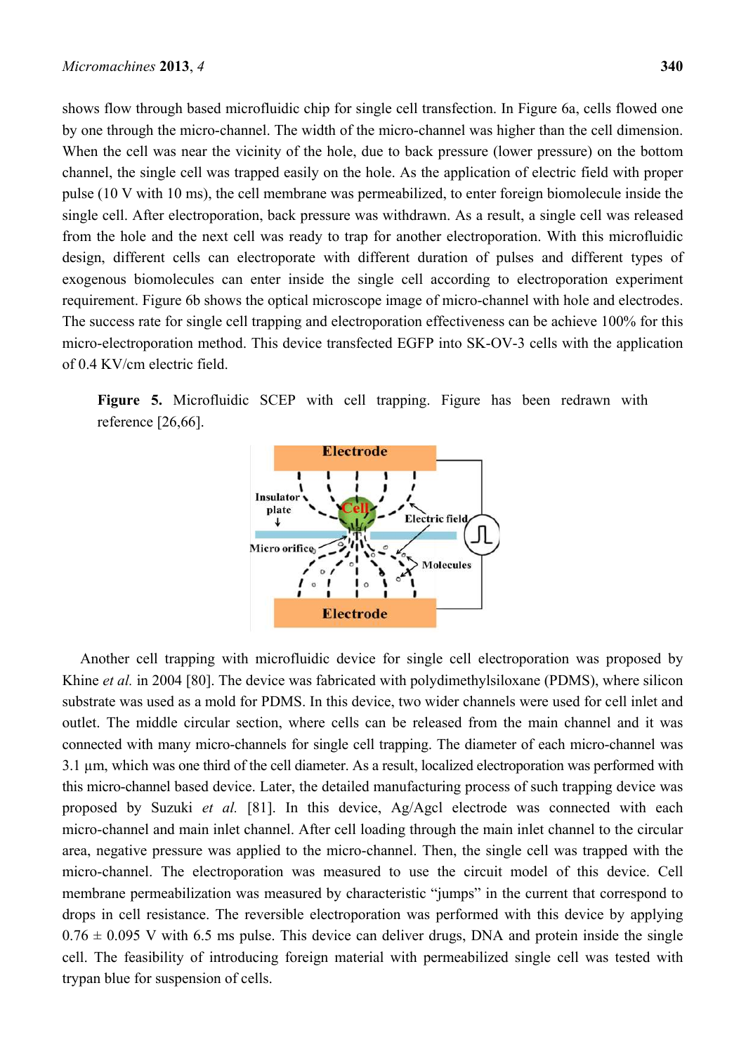shows flow through based microfluidic chip for single cell transfection. In Figure 6a, cells flowed one by one through the micro-channel. The width of the micro-channel was higher than the cell dimension. When the cell was near the vicinity of the hole, due to back pressure (lower pressure) on the bottom channel, the single cell was trapped easily on the hole. As the application of electric field with proper pulse (10 V with 10 ms), the cell membrane was permeabilized, to enter foreign biomolecule inside the single cell. After electroporation, back pressure was withdrawn. As a result, a single cell was released from the hole and the next cell was ready to trap for another electroporation. With this microfluidic design, different cells can electroporate with different duration of pulses and different types of exogenous biomolecules can enter inside the single cell according to electroporation experiment requirement. Figure 6b shows the optical microscope image of micro-channel with hole and electrodes. The success rate for single cell trapping and electroporation effectiveness can be achieve 100% for this micro-electroporation method. This device transfected EGFP into SK-OV-3 cells with the application of 0.4 KV/cm electric field.

**Figure 5.** Microfluidic SCEP with cell trapping. Figure has been redrawn with reference [26,66].

Another cell trapping with microfluidic device for single cell electroporation was proposed by Khine *et al.* in 2004 [80]. The device was fabricated with polydimethylsiloxane (PDMS), where silicon substrate was used as a mold for PDMS. In this device, two wider channels were used for cell inlet and outlet. The middle circular section, where cells can be released from the main channel and it was connected with many micro-channels for single cell trapping. The diameter of each micro-channel was 3.1 µm, which was one third of the cell diameter. As a result, localized electroporation was performed with this micro-channel based device. Later, the detailed manufacturing process of such trapping device was proposed by Suzuki *et al.* [81]. In this device, Ag/Agcl electrode was connected with each micro-channel and main inlet channel. After cell loading through the main inlet channel to the circular area, negative pressure was applied to the micro-channel. Then, the single cell was trapped with the micro-channel. The electroporation was measured to use the circuit model of this device. Cell membrane permeabilization was measured by characteristic "jumps" in the current that correspond to drops in cell resistance. The reversible electroporation was performed with this device by applying $0.76 \pm 0.095$ V with 6.5 ms pulse. This device can deliver drugs, DNA and protein inside the single cell. The feasibility of introducing foreign material with permeabilized single cell was tested with trypan blue for suspension of cells.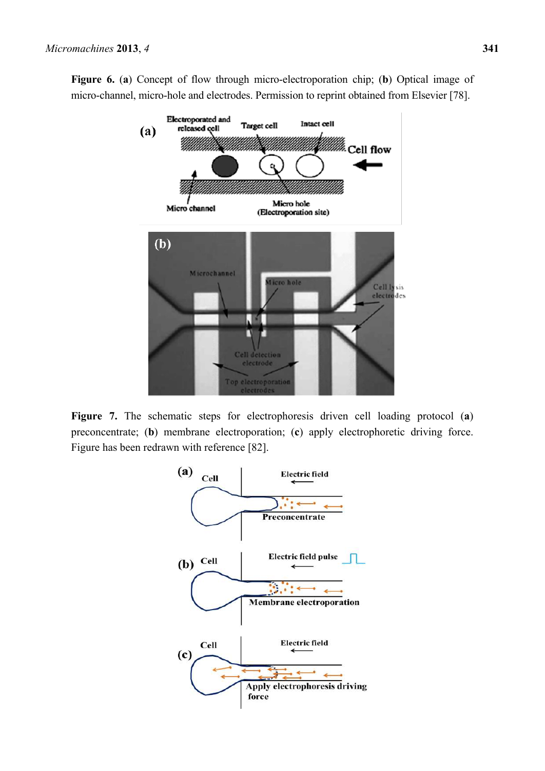**Figure 6.** (**a**) Concept of flow through micro-electroporation chip; (**b**) Optical image of micro-channel, micro-hole and electrodes. Permission to reprint obtained from Elsevier [78].

**Figure 7.** The schematic steps for electrophoresis driven cell loading protocol (**a**) preconcentrate; (**b**) membrane electroporation; (**c**) apply electrophoretic driving force. Figure has been redrawn with reference [82].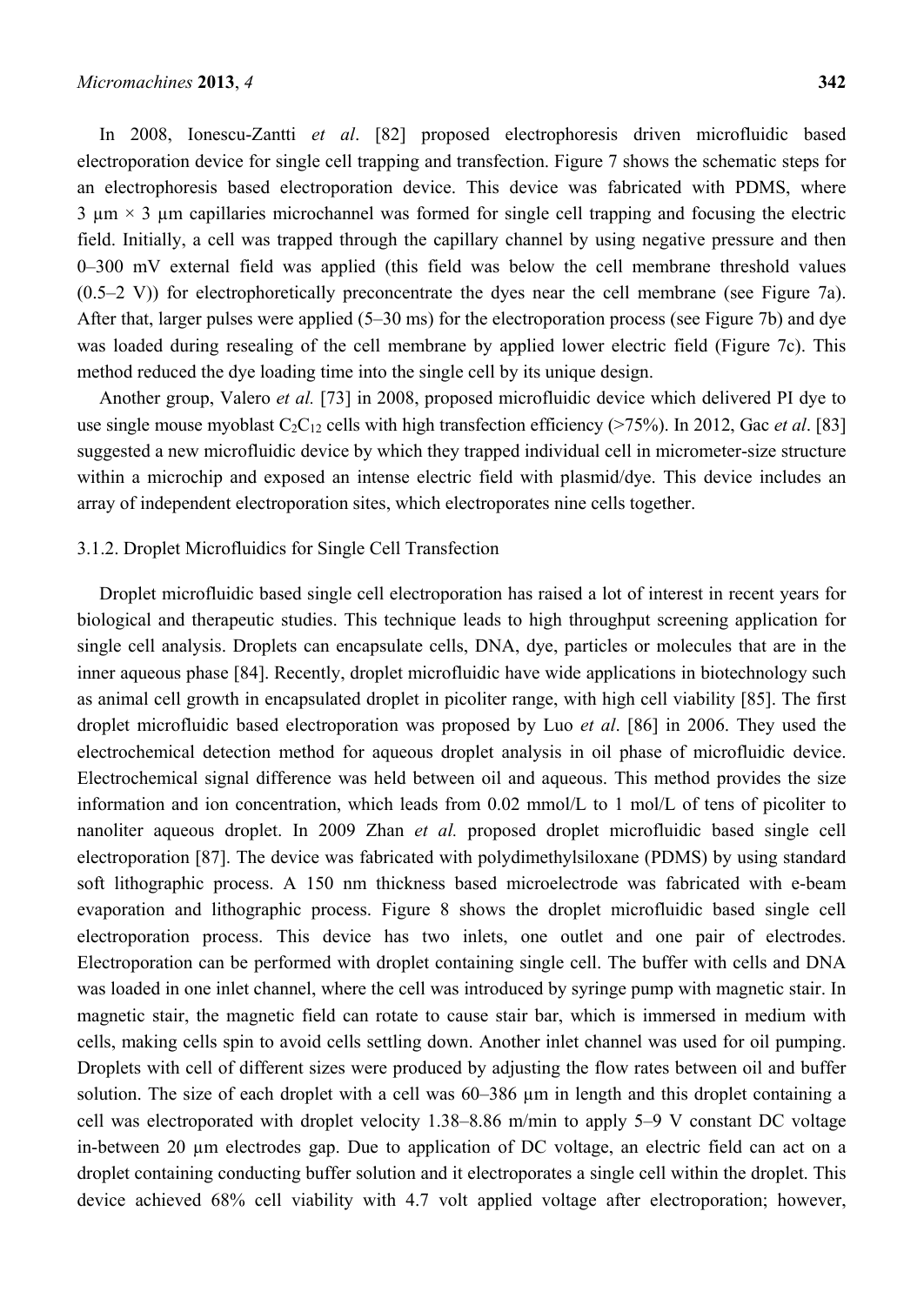In 2008, Ionescu-Zantti *et al*. [82] proposed electrophoresis driven microfluidic based electroporation device for single cell trapping and transfection. Figure 7 shows the schematic steps for an electrophoresis based electroporation device. This device was fabricated with PDMS, where 3 μm × 3 μm capillaries microchannel was formed for single cell trapping and focusing the electric field. Initially, a cell was trapped through the capillary channel by using negative pressure and then 0–300 mV external field was applied (this field was below the cell membrane threshold values (0.5–2 V)) for electrophoretically preconcentrate the dyes near the cell membrane (see Figure 7a). After that, larger pulses were applied (5–30 ms) for the electroporation process (see Figure 7b) and dye was loaded during resealing of the cell membrane by applied lower electric field (Figure 7c). This method reduced the dye loading time into the single cell by its unique design.

Another group, Valero *et al.* [73] in 2008, proposed microfluidic device which delivered PI dye to use single mouse myoblast $C_2C_{12}$ cells with high transfection efficiency (>75%). In 2012, Gac *et al*. [83] suggested a new microfluidic device by which they trapped individual cell in micrometer-size structure within a microchip and exposed an intense electric field with plasmid/dye. This device includes an array of independent electroporation sites, which electroporates nine cells together.

#### 3.1.2. Droplet Microfluidics for Single Cell Transfection

Droplet microfluidic based single cell electroporation has raised a lot of interest in recent years for biological and therapeutic studies. This technique leads to high throughput screening application for single cell analysis. Droplets can encapsulate cells, DNA, dye, particles or molecules that are in the inner aqueous phase [84]. Recently, droplet microfluidic have wide applications in biotechnology such as animal cell growth in encapsulated droplet in picoliter range, with high cell viability [85]. The first droplet microfluidic based electroporation was proposed by Luo *et al*. [86] in 2006. They used the electrochemical detection method for aqueous droplet analysis in oil phase of microfluidic device. Electrochemical signal difference was held between oil and aqueous. This method provides the size information and ion concentration, which leads from 0.02 mmol/L to 1 mol/L of tens of picoliter to nanoliter aqueous droplet. In 2009 Zhan *et al.* proposed droplet microfluidic based single cell electroporation [87]. The device was fabricated with polydimethylsiloxane (PDMS) by using standard soft lithographic process. A 150 nm thickness based microelectrode was fabricated with e-beam evaporation and lithographic process. Figure 8 shows the droplet microfluidic based single cell electroporation process. This device has two inlets, one outlet and one pair of electrodes. Electroporation can be performed with droplet containing single cell. The buffer with cells and DNA was loaded in one inlet channel, where the cell was introduced by syringe pump with magnetic stair. In magnetic stair, the magnetic field can rotate to cause stair bar, which is immersed in medium with cells, making cells spin to avoid cells settling down. Another inlet channel was used for oil pumping. Droplets with cell of different sizes were produced by adjusting the flow rates between oil and buffer solution. The size of each droplet with a cell was 60–386 μm in length and this droplet containing a cell was electroporated with droplet velocity 1.38–8.86 m/min to apply 5–9 V constant DC voltage in-between 20 μm electrodes gap. Due to application of DC voltage, an electric field can act on a droplet containing conducting buffer solution and it electroporates a single cell within the droplet. This device achieved 68% cell viability with 4.7 volt applied voltage after electroporation; however,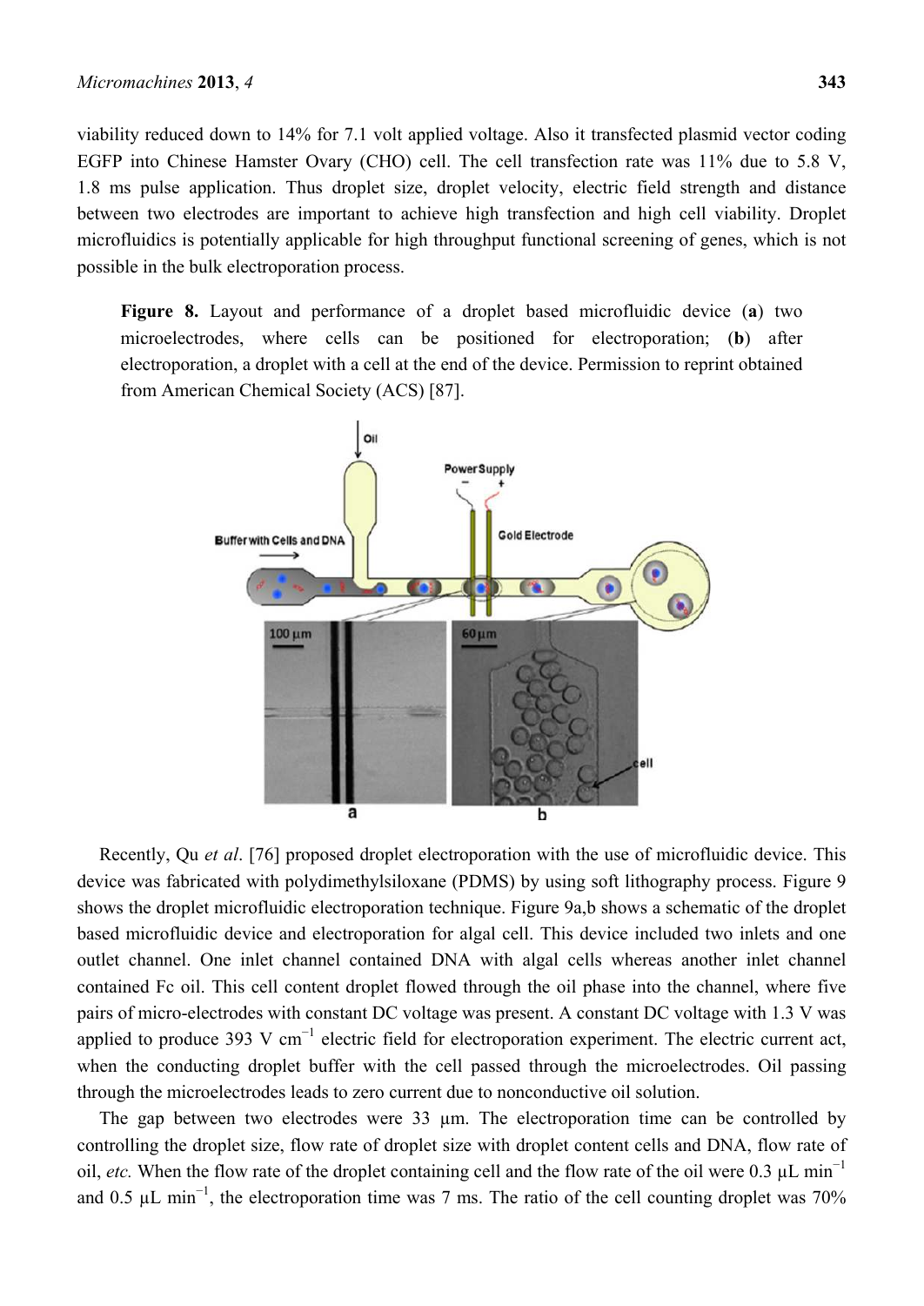viability reduced down to 14% for 7.1 volt applied voltage. Also it transfected plasmid vector coding EGFP into Chinese Hamster Ovary (CHO) cell. The cell transfection rate was 11% due to 5.8 V, 1.8 ms pulse application. Thus droplet size, droplet velocity, electric field strength and distance between two electrodes are important to achieve high transfection and high cell viability. Droplet microfluidics is potentially applicable for high throughput functional screening of genes, which is not possible in the bulk electroporation process.

**Figure 8.** Layout and performance of a droplet based microfluidic device (**a**) two microelectrodes, where cells can be positioned for electroporation; (**b**) after electroporation, a droplet with a cell at the end of the device. Permission to reprint obtained from American Chemical Society (ACS) [87].

Recently, Qu *et al*. [76] proposed droplet electroporation with the use of microfluidic device. This device was fabricated with polydimethylsiloxane (PDMS) by using soft lithography process. Figure 9 shows the droplet microfluidic electroporation technique. Figure 9a,b shows a schematic of the droplet based microfluidic device and electroporation for algal cell. This device included two inlets and one outlet channel. One inlet channel contained DNA with algal cells whereas another inlet channel contained Fc oil. This cell content droplet flowed through the oil phase into the channel, where five pairs of micro-electrodes with constant DC voltage was present. A constant DC voltage with 1.3 V was applied to produce 393 V cm$^{-1}$ electric field for electroporation experiment. The electric current act, when the conducting droplet buffer with the cell passed through the microelectrodes. Oil passing through the microelectrodes leads to zero current due to nonconductive oil solution.

The gap between two electrodes were 33 µm. The electroporation time can be controlled by controlling the droplet size, flow rate of droplet size with droplet content cells and DNA, flow rate of oil, *etc.* When the flow rate of the droplet containing cell and the flow rate of the oil were 0.3 µL min$^{-1}$ and 0.5 µL min$^{-1}$, the electroporation time was 7 ms. The ratio of the cell counting droplet was 70%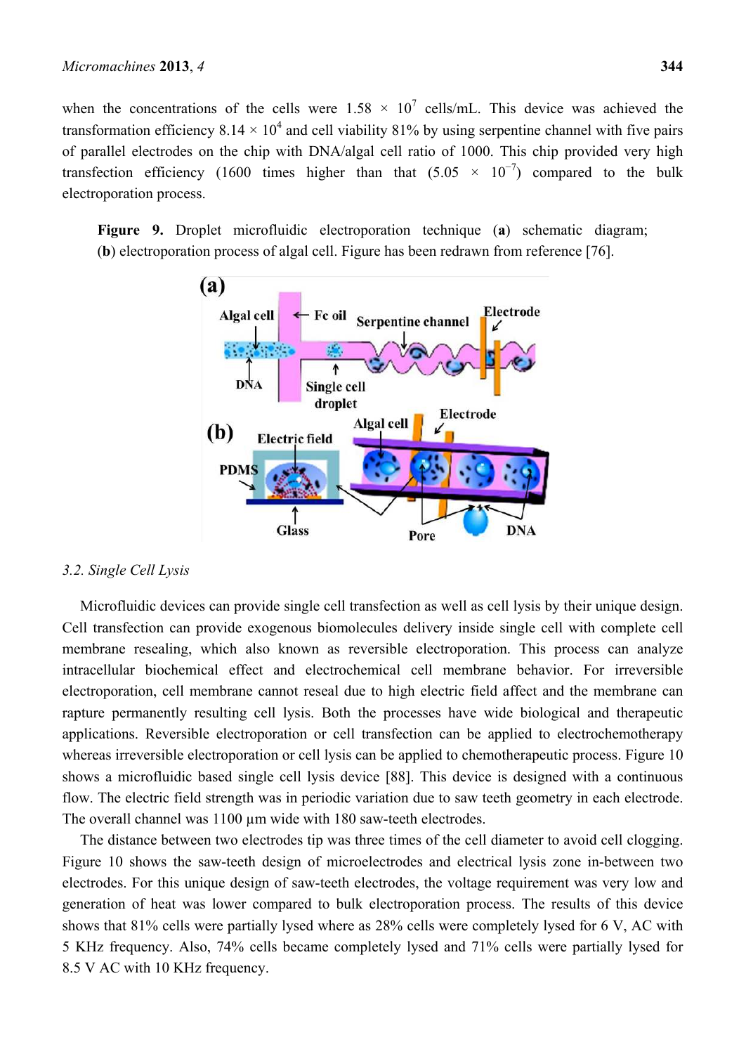when the concentrations of the cells were $1.58 \times 10^7$ cells/mL. This device was achieved the transformation efficiency $8.14 \times 10^4$ and cell viability 81% by using serpentine channel with five pairs of parallel electrodes on the chip with DNA/algal cell ratio of 1000. This chip provided very high transfection efficiency (1600 times higher than that ($5.05 \times 10^{-7}$) compared to the bulk electroporation process.

**Figure 9.** Droplet microfluidic electroporation technique (**a**) schematic diagram; (**b**) electroporation process of algal cell. Figure has been redrawn from reference [76].

### 3.2. Single Cell Lysis

Microfluidic devices can provide single cell transfection as well as cell lysis by their unique design. Cell transfection can provide exogenous biomolecules delivery inside single cell with complete cell membrane resealing, which also known as reversible electroporation. This process can analyze intracellular biochemical effect and electrochemical cell membrane behavior. For irreversible electroporation, cell membrane cannot reseal due to high electric field affect and the membrane can rapture permanently resulting cell lysis. Both the processes have wide biological and therapeutic applications. Reversible electroporation or cell transfection can be applied to electrochemotherapy whereas irreversible electroporation or cell lysis can be applied to chemotherapeutic process. Figure 10 shows a microfluidic based single cell lysis device [88]. This device is designed with a continuous flow. The electric field strength was in periodic variation due to saw teeth geometry in each electrode. The overall channel was 1100 µm wide with 180 saw-teeth electrodes.

The distance between two electrodes tip was three times of the cell diameter to avoid cell clogging. Figure 10 shows the saw-teeth design of microelectrodes and electrical lysis zone in-between two electrodes. For this unique design of saw-teeth electrodes, the voltage requirement was very low and generation of heat was lower compared to bulk electroporation process. The results of this device shows that 81% cells were partially lysed where as 28% cells were completely lysed for 6 V, AC with 5 KHz frequency. Also, 74% cells became completely lysed and 71% cells were partially lysed for 8.5 V AC with 10 KHz frequency.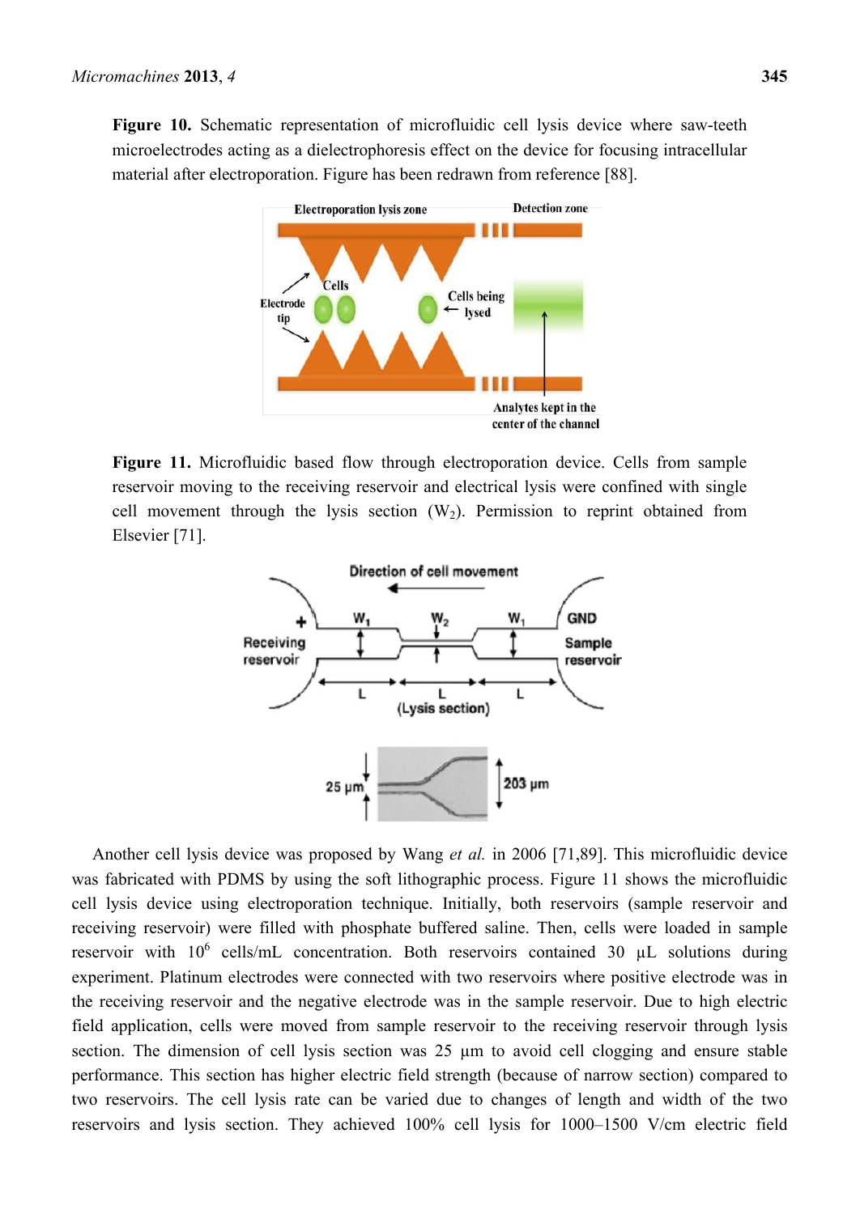**Figure 10.** Schematic representation of microfluidic cell lysis device where saw-teeth microelectrodes acting as a dielectrophoresis effect on the device for focusing intracellular material after electroporation. Figure has been redrawn from reference [88].

**Figure 11.** Microfluidic based flow through electroporation device. Cells from sample reservoir moving to the receiving reservoir and electrical lysis were confined with single cell movement through the lysis section ($W_2$). Permission to reprint obtained from Elsevier [71].

Another cell lysis device was proposed by Wang *et al.* in 2006 [71,89]. This microfluidic device was fabricated with PDMS by using the soft lithographic process. Figure 11 shows the microfluidic cell lysis device using electroporation technique. Initially, both reservoirs (sample reservoir and receiving reservoir) were filled with phosphate buffered saline. Then, cells were loaded in sample reservoir with $10^6$ cells/mL concentration. Both reservoirs contained 30 µL solutions during experiment. Platinum electrodes were connected with two reservoirs where positive electrode was in the receiving reservoir and the negative electrode was in the sample reservoir. Due to high electric field application, cells were moved from sample reservoir to the receiving reservoir through lysis section. The dimension of cell lysis section was 25 µm to avoid cell clogging and ensure stable performance. This section has higher electric field strength (because of narrow section) compared to two reservoirs. The cell lysis rate can be varied due to changes of length and width of the two reservoirs and lysis section. They achieved 100% cell lysis for 1000–1500 V/cm electric field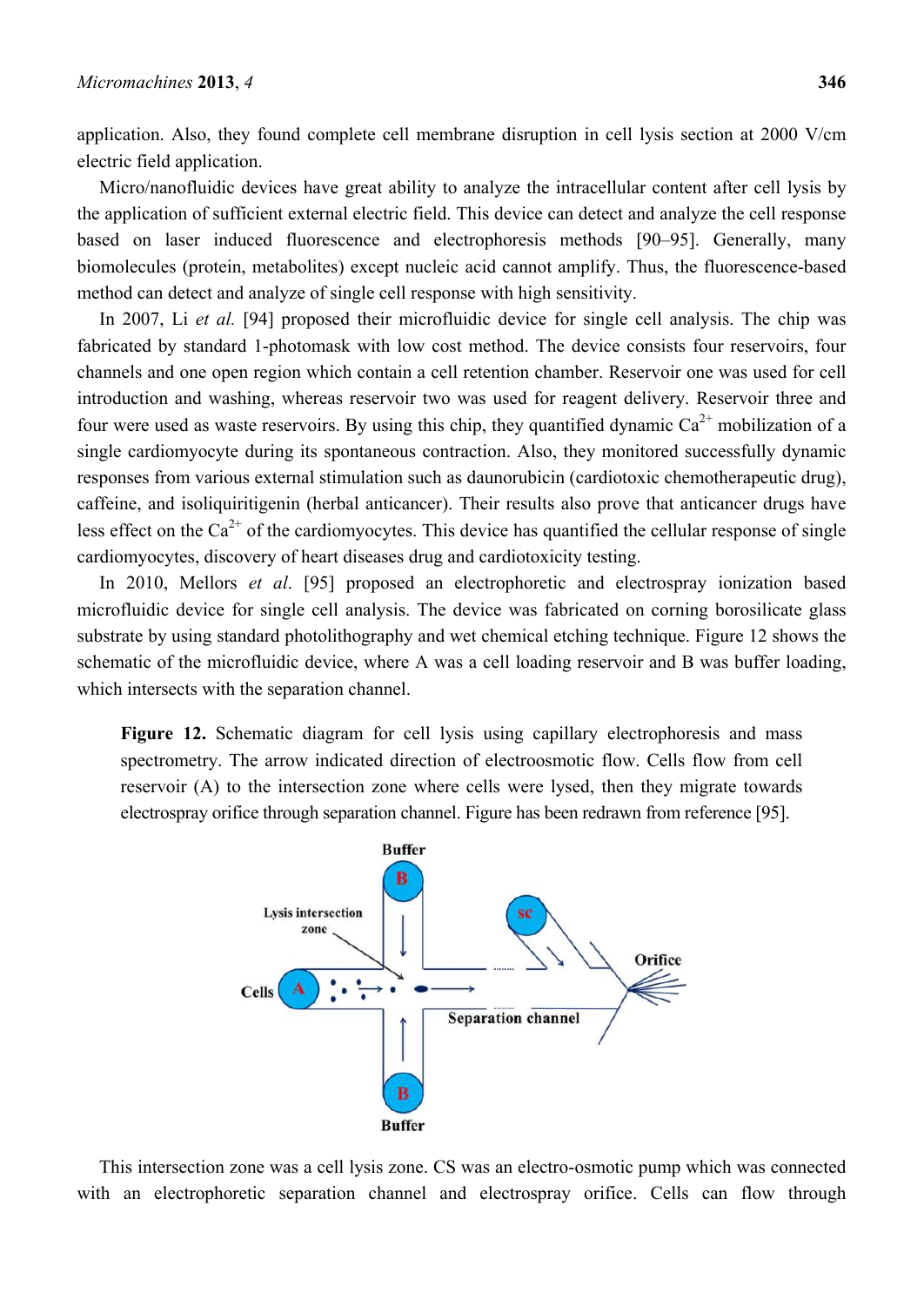application. Also, they found complete cell membrane disruption in cell lysis section at 2000 V/cm electric field application.

Micro/nanofluidic devices have great ability to analyze the intracellular content after cell lysis by the application of sufficient external electric field. This device can detect and analyze the cell response based on laser induced fluorescence and electrophoresis methods [90–95]. Generally, many biomolecules (protein, metabolites) except nucleic acid cannot amplify. Thus, the fluorescence-based method can detect and analyze of single cell response with high sensitivity.

In 2007, Li *et al.* [94] proposed their microfluidic device for single cell analysis. The chip was fabricated by standard 1-photomask with low cost method. The device consists four reservoirs, four channels and one open region which contain a cell retention chamber. Reservoir one was used for cell introduction and washing, whereas reservoir two was used for reagent delivery. Reservoir three and four were used as waste reservoirs. By using this chip, they quantified dynamic $Ca^{2+}$ mobilization of a single cardiomyocyte during its spontaneous contraction. Also, they monitored successfully dynamic responses from various external stimulation such as daunorubicin (cardiotoxic chemotherapeutic drug), caffeine, and isoliquiritigenin (herbal anticancer). Their results also prove that anticancer drugs have less effect on the $Ca^{2+}$ of the cardiomyocytes. This device has quantified the cellular response of single cardiomyocytes, discovery of heart diseases drug and cardiotoxicity testing.

In 2010, Mellors *et al*. [95] proposed an electrophoretic and electrospray ionization based microfluidic device for single cell analysis. The device was fabricated on corning borosilicate glass substrate by using standard photolithography and wet chemical etching technique. Figure 12 shows the schematic of the microfluidic device, where A was a cell loading reservoir and B was buffer loading, which intersects with the separation channel.

**Figure 12.** Schematic diagram for cell lysis using capillary electrophoresis and mass spectrometry. The arrow indicated direction of electroosmotic flow. Cells flow from cell reservoir (A) to the intersection zone where cells were lysed, then they migrate towards electrospray orifice through separation channel. Figure has been redrawn from reference [95].

This intersection zone was a cell lysis zone. CS was an electro-osmotic pump which was connected with an electrophoretic separation channel and electrospray orifice. Cells can flow through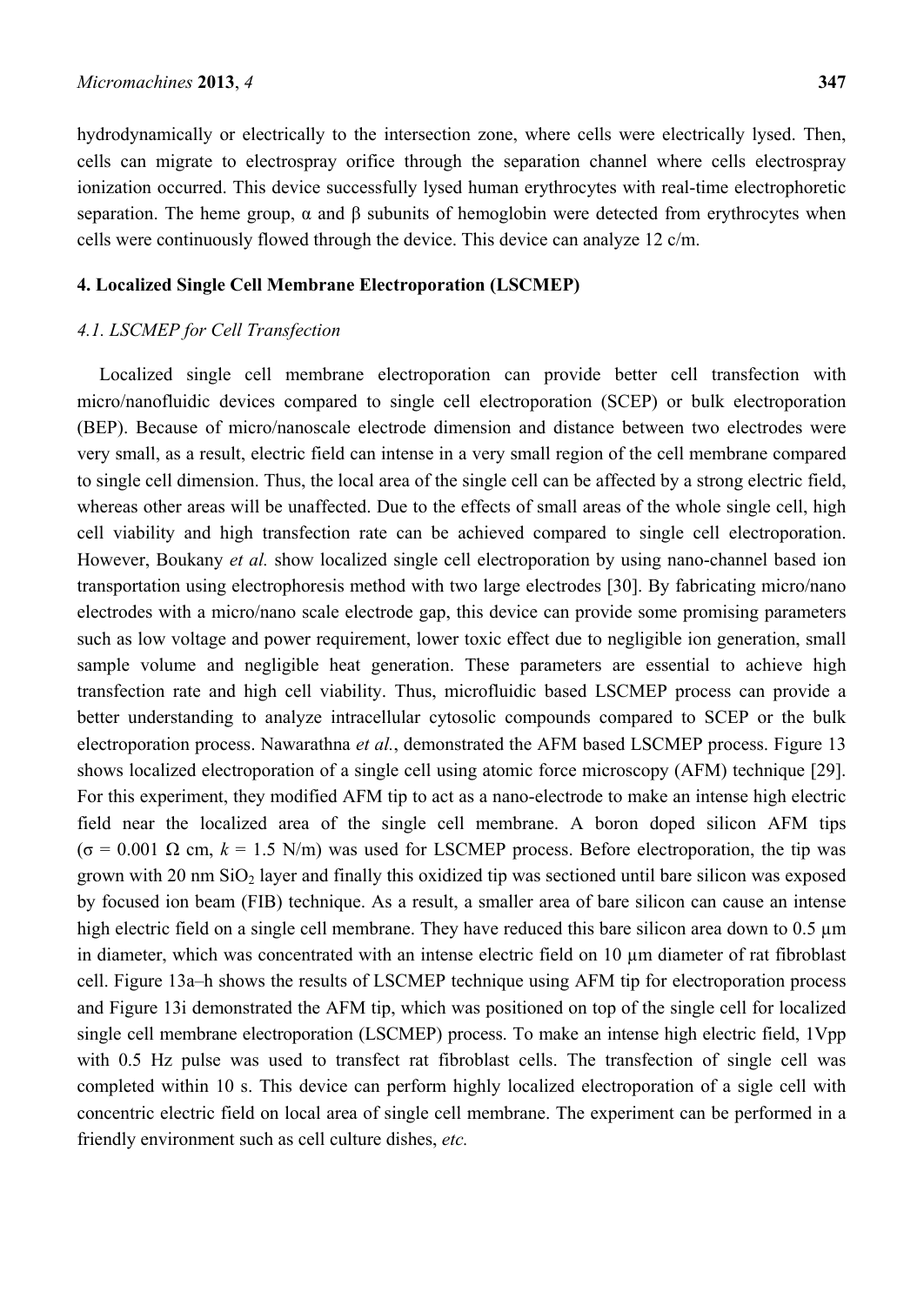hydrodynamically or electrically to the intersection zone, where cells were electrically lysed. Then, cells can migrate to electrospray orifice through the separation channel where cells electrospray ionization occurred. This device successfully lysed human erythrocytes with real-time electrophoretic separation. The heme group, α and β subunits of hemoglobin were detected from erythrocytes when cells were continuously flowed through the device. This device can analyze 12 c/m.

## 4. Localized Single Cell Membrane Electroporation (LSCMEP)

### *4.1. LSCMEP for Cell Transfection*

Localized single cell membrane electroporation can provide better cell transfection with micro/nanofluidic devices compared to single cell electroporation (SCEP) or bulk electroporation (BEP). Because of micro/nanoscale electrode dimension and distance between two electrodes were very small, as a result, electric field can intense in a very small region of the cell membrane compared to single cell dimension. Thus, the local area of the single cell can be affected by a strong electric field, whereas other areas will be unaffected. Due to the effects of small areas of the whole single cell, high cell viability and high transfection rate can be achieved compared to single cell electroporation. However, Boukany *et al.* show localized single cell electroporation by using nano-channel based ion transportation using electrophoresis method with two large electrodes [30]. By fabricating micro/nano electrodes with a micro/nano scale electrode gap, this device can provide some promising parameters such as low voltage and power requirement, lower toxic effect due to negligible ion generation, small sample volume and negligible heat generation. These parameters are essential to achieve high transfection rate and high cell viability. Thus, microfluidic based LSCMEP process can provide a better understanding to analyze intracellular cytosolic compounds compared to SCEP or the bulk electroporation process. Nawarathna *et al.*, demonstrated the AFM based LSCMEP process. Figure 13 shows localized electroporation of a single cell using atomic force microscopy (AFM) technique [29]. For this experiment, they modified AFM tip to act as a nano-electrode to make an intense high electric field near the localized area of the single cell membrane. A boron doped silicon AFM tips ($\sigma$ = 0.001 Ω cm, $k$ = 1.5 N/m) was used for LSCMEP process. Before electroporation, the tip was grown with 20 nm $SiO_2$ layer and finally this oxidized tip was sectioned until bare silicon was exposed by focused ion beam (FIB) technique. As a result, a smaller area of bare silicon can cause an intense high electric field on a single cell membrane. They have reduced this bare silicon area down to 0.5 µm in diameter, which was concentrated with an intense electric field on 10 µm diameter of rat fibroblast cell. Figure 13a–h shows the results of LSCMEP technique using AFM tip for electroporation process and Figure 13i demonstrated the AFM tip, which was positioned on top of the single cell for localized single cell membrane electroporation (LSCMEP) process. To make an intense high electric field, 1Vpp with 0.5 Hz pulse was used to transfect rat fibroblast cells. The transfection of single cell was completed within 10 s. This device can perform highly localized electroporation of a sigle cell with concentric electric field on local area of single cell membrane. The experiment can be performed in a friendly environment such as cell culture dishes, *etc.*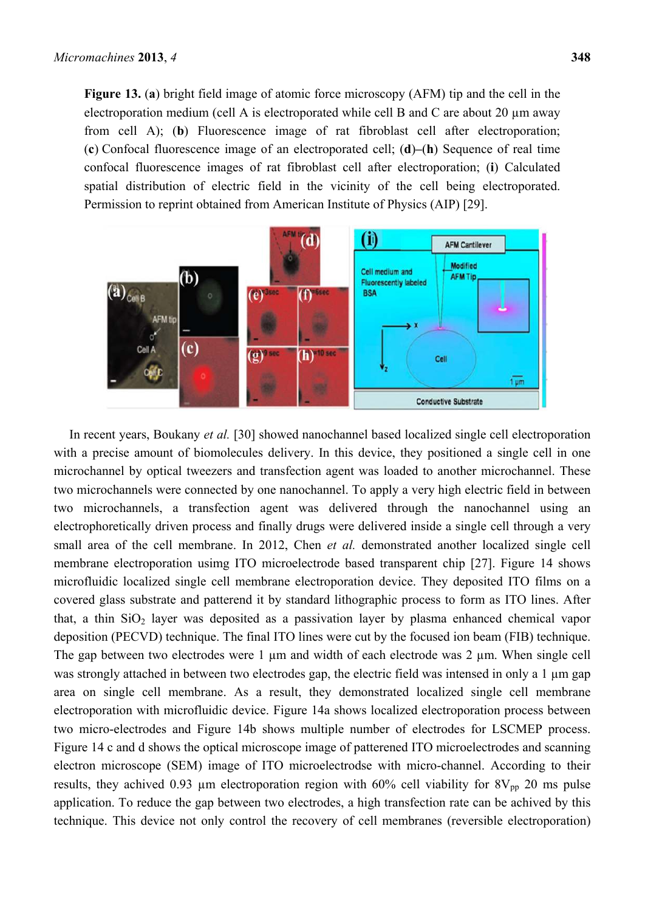**Figure 13.** (**a**) bright field image of atomic force microscopy (AFM) tip and the cell in the electroporation medium (cell A is electroporated while cell B and C are about 20 µm away from cell A); (**b**) Fluorescence image of rat fibroblast cell after electroporation; (**c**) Confocal fluorescence image of an electroporated cell; (**d**)–(**h**) Sequence of real time confocal fluorescence images of rat fibroblast cell after electroporation; (**i**) Calculated spatial distribution of electric field in the vicinity of the cell being electroporated. Permission to reprint obtained from American Institute of Physics (AIP) [29].

In recent years, Boukany *et al.* [30] showed nanochannel based localized single cell electroporation with a precise amount of biomolecules delivery. In this device, they positioned a single cell in one microchannel by optical tweezers and transfection agent was loaded to another microchannel. These two microchannels were connected by one nanochannel. To apply a very high electric field in between two microchannels, a transfection agent was delivered through the nanochannel using an electrophoretically driven process and finally drugs were delivered inside a single cell through a very small area of the cell membrane. In 2012, Chen *et al.* demonstrated another localized single cell membrane electroporation usimg ITO microelectrode based transparent chip [27]. Figure 14 shows microfluidic localized single cell membrane electroporation device. They deposited ITO films on a covered glass substrate and patterend it by standard lithographic process to form as ITO lines. After that, a thin $SiO_2$ layer was deposited as a passivation layer by plasma enhanced chemical vapor deposition (PECVD) technique. The final ITO lines were cut by the focused ion beam (FIB) technique. The gap between two electrodes were 1 µm and width of each electrode was 2 µm. When single cell was strongly attached in between two electrodes gap, the electric field was intensed in only a 1 µm gap area on single cell membrane. As a result, they demonstrated localized single cell membrane electroporation with microfluidic device. Figure 14a shows localized electroporation process between two micro-electrodes and Figure 14b shows multiple number of electrodes for LSCMEP process. Figure 14 c and d shows the optical microscope image of patterened ITO microelectrodes and scanning electron microscope (SEM) image of ITO microelectrodse with micro-channel. According to their results, they achived 0.93 µm electroporation region with 60% cell viability for $8V_{pp}$ 20 ms pulse application. To reduce the gap between two electrodes, a high transfection rate can be achived by this technique. This device not only control the recovery of cell membranes (reversible electroporation)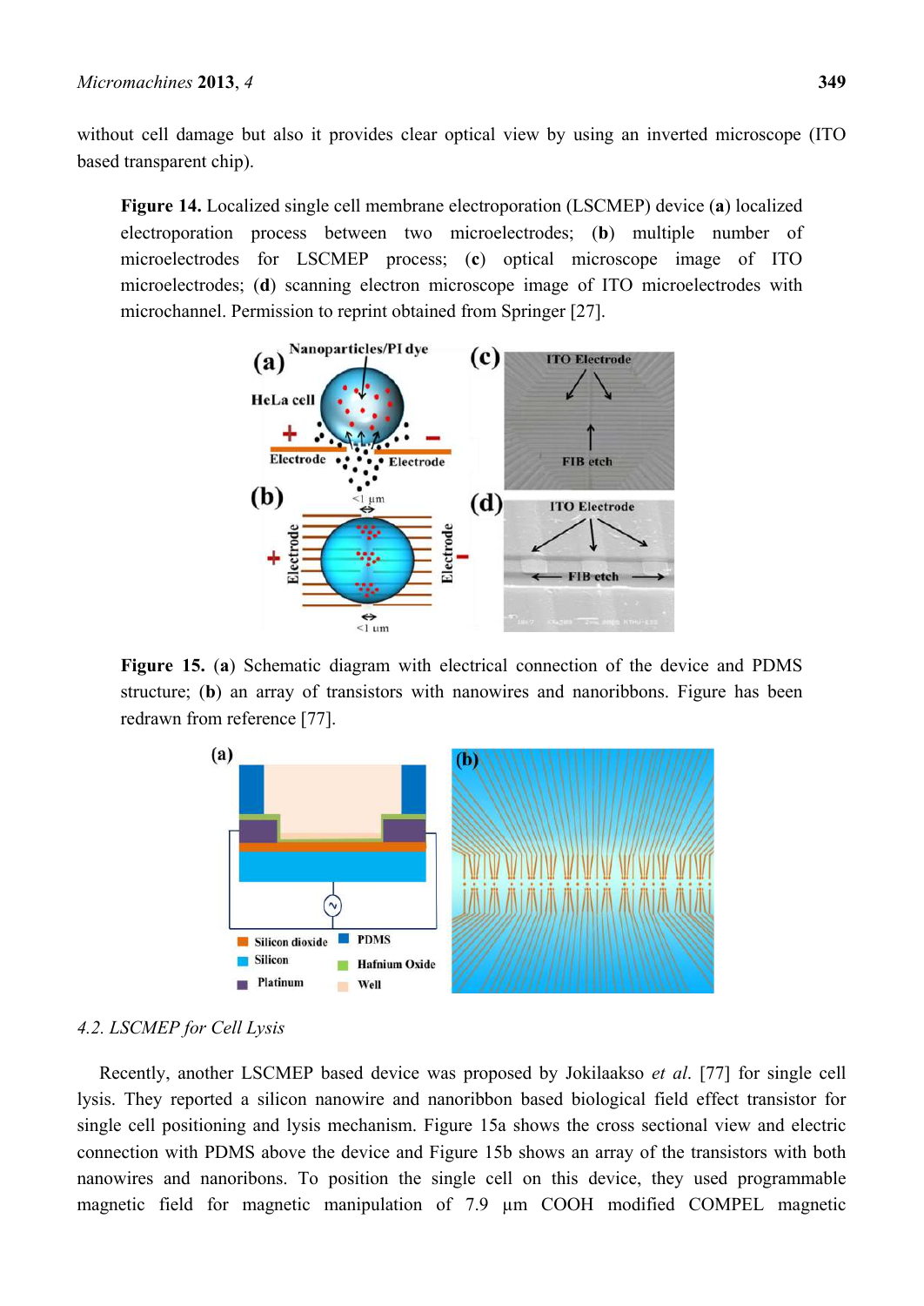without cell damage but also it provides clear optical view by using an inverted microscope (ITO based transparent chip).

**Figure 14.** Localized single cell membrane electroporation (LSCMEP) device (**a**) localized electroporation process between two microelectrodes; (**b**) multiple number of microelectrodes for LSCMEP process; (**c**) optical microscope image of ITO microelectrodes; (**d**) scanning electron microscope image of ITO microelectrodes with microchannel. Permission to reprint obtained from Springer [27].

**Figure 15.** (**a**) Schematic diagram with electrical connection of the device and PDMS structure; (**b**) an array of transistors with nanowires and nanoribbons. Figure has been redrawn from reference [77].

### *4.2. LSCMEP for Cell Lysis*

Recently, another LSCMEP based device was proposed by Jokilaakso *et al*. [77] for single cell lysis. They reported a silicon nanowire and nanoribbon based biological field effect transistor for single cell positioning and lysis mechanism. Figure 15a shows the cross sectional view and electric connection with PDMS above the device and Figure 15b shows an array of the transistors with both nanowires and nanoribons. To position the single cell on this device, they used programmable magnetic field for magnetic manipulation of 7.9 µm COOH modified COMPEL magnetic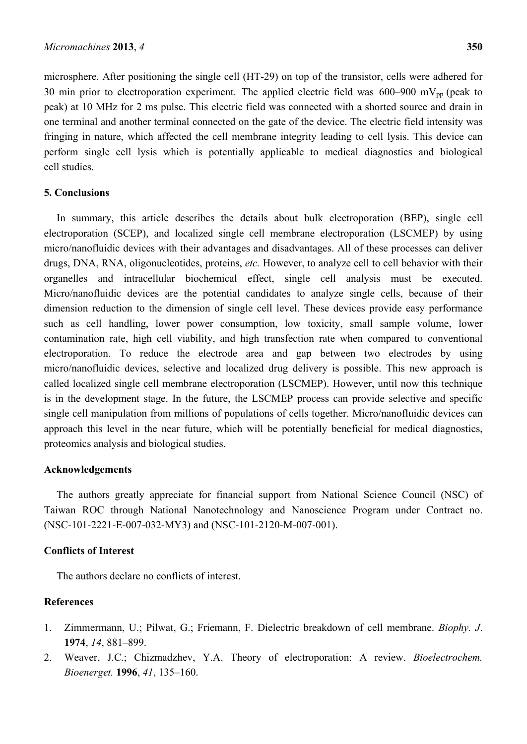microsphere. After positioning the single cell (HT-29) on top of the transistor, cells were adhered for 30 min prior to electroporation experiment. The applied electric field was 600–900 $mV_{pp}$ (peak to peak) at 10 MHz for 2 ms pulse. This electric field was connected with a shorted source and drain in one terminal and another terminal connected on the gate of the device. The electric field intensity was fringing in nature, which affected the cell membrane integrity leading to cell lysis. This device can perform single cell lysis which is potentially applicable to medical diagnostics and biological cell studies.

## 5. Conclusions

In summary, this article describes the details about bulk electroporation (BEP), single cell electroporation (SCEP), and localized single cell membrane electroporation (LSCMEP) by using micro/nanofluidic devices with their advantages and disadvantages. All of these processes can deliver drugs, DNA, RNA, oligonucleotides, proteins, *etc.* However, to analyze cell to cell behavior with their organelles and intracellular biochemical effect, single cell analysis must be executed. Micro/nanofluidic devices are the potential candidates to analyze single cells, because of their dimension reduction to the dimension of single cell level. These devices provide easy performance such as cell handling, lower power consumption, low toxicity, small sample volume, lower contamination rate, high cell viability, and high transfection rate when compared to conventional electroporation. To reduce the electrode area and gap between two electrodes by using micro/nanofluidic devices, selective and localized drug delivery is possible. This new approach is called localized single cell membrane electroporation (LSCMEP). However, until now this technique is in the development stage. In the future, the LSCMEP process can provide selective and specific single cell manipulation from millions of populations of cells together. Micro/nanofluidic devices can approach this level in the near future, which will be potentially beneficial for medical diagnostics, proteomics analysis and biological studies.

## Acknowledgements

The authors greatly appreciate for financial support from National Science Council (NSC) of Taiwan ROC through National Nanotechnology and Nanoscience Program under Contract no. (NSC-101-2221-E-007-032-MY3) and (NSC-101-2120-M-007-001).

## Conflicts of Interest

The authors declare no conflicts of interest.

## References

1. Zimmermann, U.; Pilwat, G.; Friemann, F. Dielectric breakdown of cell membrane. *Biophy. J.* **1974**, *14*, 881–899.
2. Weaver, J.C.; Chizmadzhev, Y.A. Theory of electroporation: A review. *Bioelectrochem. Bioenerget.* **1996**, *41*, 135–160.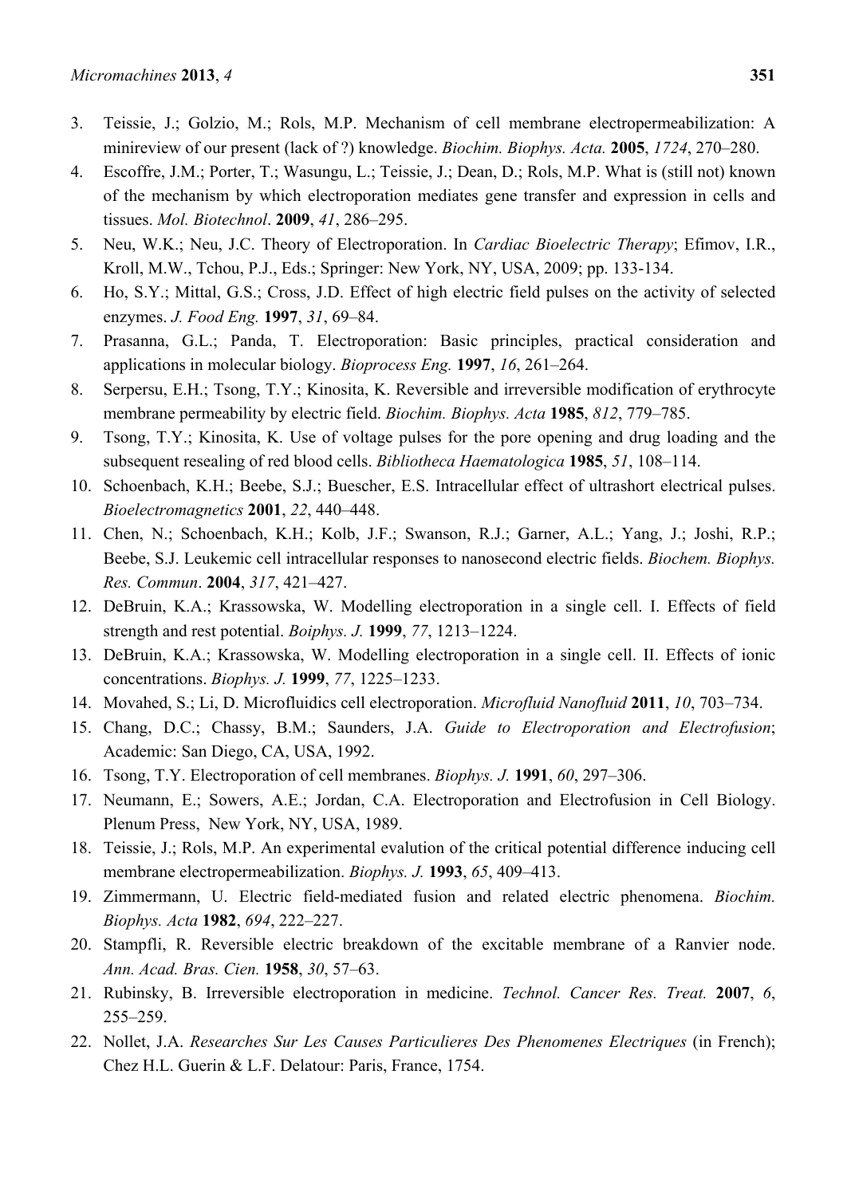3. Teissie, J.; Golzio, M.; Rols, M.P. Mechanism of cell membrane electropermeabilization: A minireview of our present (lack of ?) knowledge. *Biochim. Biophys. Acta.* **2005**, *1724*, 270–280.
4. Escoffre, J.M.; Porter, T.; Wasungu, L.; Teissie, J.; Dean, D.; Rols, M.P. What is (still not) known of the mechanism by which electroporation mediates gene transfer and expression in cells and tissues. *Mol. Biotechnol*. **2009**, *41*, 286–295.
5. Neu, W.K.; Neu, J.C. Theory of Electroporation. In *Cardiac Bioelectric Therapy*; Efimov, I.R., Kroll, M.W., Tchou, P.J., Eds.; Springer: New York, NY, USA, 2009; pp. 133-134.
6. Ho, S.Y.; Mittal, G.S.; Cross, J.D. Effect of high electric field pulses on the activity of selected enzymes. *J. Food Eng.* **1997**, *31*, 69–84.
7. Prasanna, G.L.; Panda, T. Electroporation: Basic principles, practical consideration and applications in molecular biology. *Bioprocess Eng.* **1997**, *16*, 261–264.
8. Serpersu, E.H.; Tsong, T.Y.; Kinosita, K. Reversible and irreversible modification of erythrocyte membrane permeability by electric field. *Biochim. Biophys. Acta* **1985**, *812*, 779–785.
9. Tsong, T.Y.; Kinosita, K. Use of voltage pulses for the pore opening and drug loading and the subsequent resealing of red blood cells. *Bibliotheca Haematologica* **1985**, *51*, 108–114.
10. Schoenbach, K.H.; Beebe, S.J.; Buescher, E.S. Intracellular effect of ultrashort electrical pulses. *Bioelectromagnetics* **2001**, *22*, 440–448.
11. Chen, N.; Schoenbach, K.H.; Kolb, J.F.; Swanson, R.J.; Garner, A.L.; Yang, J.; Joshi, R.P.; Beebe, S.J. Leukemic cell intracellular responses to nanosecond electric fields. *Biochem. Biophys. Res. Commun*. **2004**, *317*, 421–427.
12. DeBruin, K.A.; Krassowska, W. Modelling electroporation in a single cell. I. Effects of field strength and rest potential. *Boiphys. J.* **1999**, *77*, 1213–1224.
13. DeBruin, K.A.; Krassowska, W. Modelling electroporation in a single cell. II. Effects of ionic concentrations. *Biophys. J.* **1999**, *77*, 1225–1233.
14. Movahed, S.; Li, D. Microfluidics cell electroporation. *Microfluid Nanofluid* **2011**, *10*, 703–734.
15. Chang, D.C.; Chassy, B.M.; Saunders, J.A. *Guide to Electroporation and Electrofusion*; Academic: San Diego, CA, USA, 1992.
16. Tsong, T.Y. Electroporation of cell membranes. *Biophys. J.* **1991**, *60*, 297–306.
17. Neumann, E.; Sowers, A.E.; Jordan, C.A. Electroporation and Electrofusion in Cell Biology. Plenum Press, New York, NY, USA, 1989.
18. Teissie, J.; Rols, M.P. An experimental evalution of the critical potential difference inducing cell membrane electropermeabilization. *Biophys. J.* **1993**, *65*, 409–413.
19. Zimmermann, U. Electric field-mediated fusion and related electric phenomena. *Biochim. Biophys. Acta* **1982**, *694*, 222–227.
20. Stampfli, R. Reversible electric breakdown of the excitable membrane of a Ranvier node. *Ann. Acad. Bras. Cien.* **1958**, *30*, 57–63.
21. Rubinsky, B. Irreversible electroporation in medicine. *Technol. Cancer Res. Treat.* **2007**, *6*, 255–259.
22. Nollet, J.A. *Researches Sur Les Causes Particulieres Des Phenomenes Electriques* (in French); Chez H.L. Guerin & L.F. Delatour: Paris, France, 1754.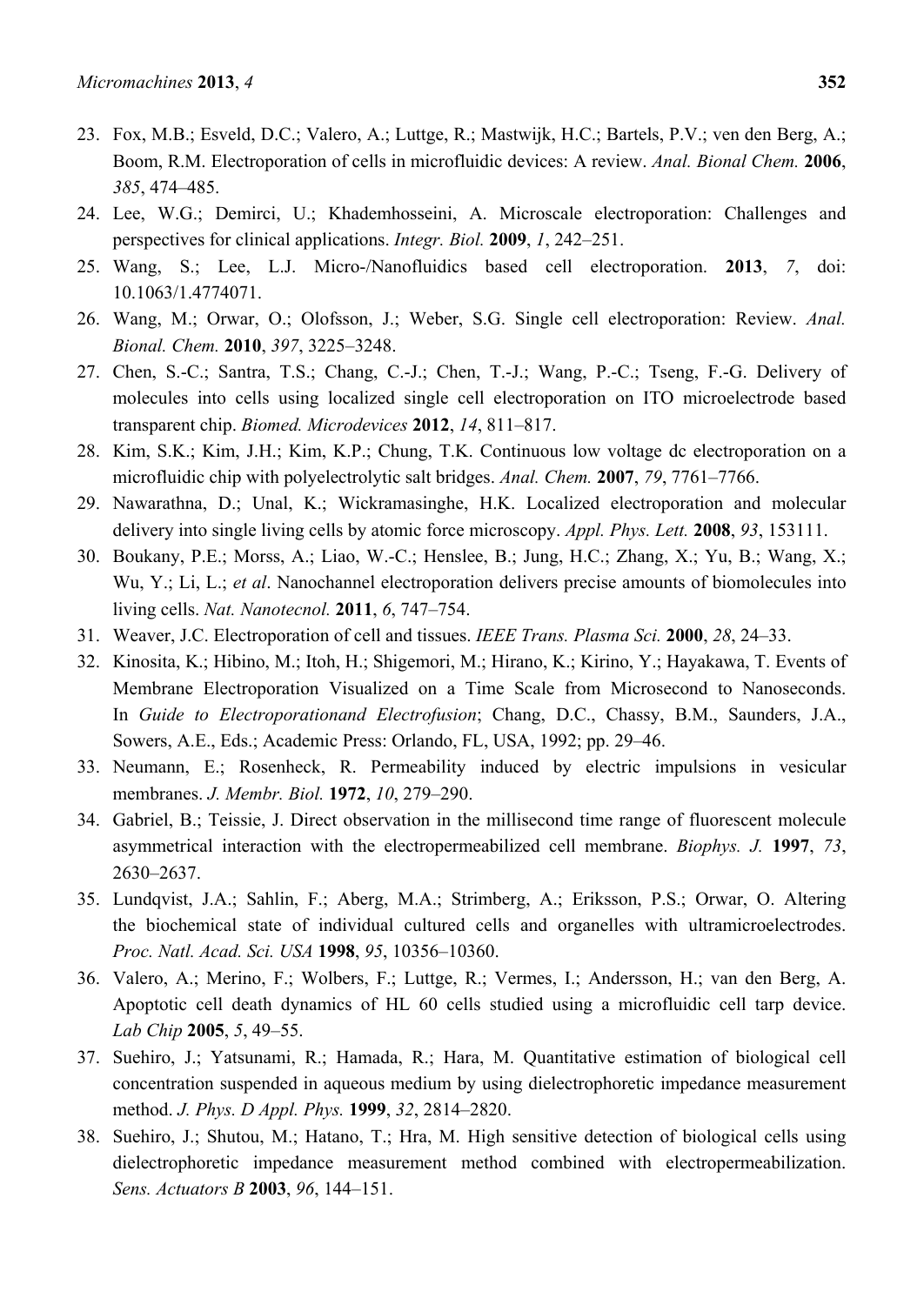23. Fox, M.B.; Esveld, D.C.; Valero, A.; Luttge, R.; Mastwijk, H.C.; Bartels, P.V.; ven den Berg, A.; Boom, R.M. Electroporation of cells in microfluidic devices: A review. *Anal. Bional Chem.* **2006**, *385*, 474–485.
24. Lee, W.G.; Demirci, U.; Khademhosseini, A. Microscale electroporation: Challenges and perspectives for clinical applications. *Integr. Biol.* **2009**, *1*, 242–251.
25. Wang, S.; Lee, L.J. Micro-/Nanofluidics based cell electroporation. **2013**, *7*, doi: 10.1063/1.4774071.
26. Wang, M.; Orwar, O.; Olofsson, J.; Weber, S.G. Single cell electroporation: Review. *Anal. Bional. Chem.* **2010**, *397*, 3225–3248.
27. Chen, S.-C.; Santra, T.S.; Chang, C.-J.; Chen, T.-J.; Wang, P.-C.; Tseng, F.-G. Delivery of molecules into cells using localized single cell electroporation on ITO microelectrode based transparent chip. *Biomed. Microdevices* **2012**, *14*, 811–817.
28. Kim, S.K.; Kim, J.H.; Kim, K.P.; Chung, T.K. Continuous low voltage dc electroporation on a microfluidic chip with polyelectrolytic salt bridges. *Anal. Chem.* **2007**, *79*, 7761–7766.
29. Nawarathna, D.; Unal, K.; Wickramasinghe, H.K. Localized electroporation and molecular delivery into single living cells by atomic force microscopy. *Appl. Phys. Lett.* **2008**, *93*, 153111.
30. Boukany, P.E.; Morss, A.; Liao, W.-C.; Henslee, B.; Jung, H.C.; Zhang, X.; Yu, B.; Wang, X.; Wu, Y.; Li, L.; *et al*. Nanochannel electroporation delivers precise amounts of biomolecules into living cells. *Nat. Nanotecnol.* **2011**, *6*, 747–754.
31. Weaver, J.C. Electroporation of cell and tissues. *IEEE Trans. Plasma Sci.* **2000**, *28*, 24–33.
32. Kinosita, K.; Hibino, M.; Itoh, H.; Shigemori, M.; Hirano, K.; Kirino, Y.; Hayakawa, T. Events of Membrane Electroporation Visualized on a Time Scale from Microsecond to Nanoseconds. In *Guide to Electroporationand Electrofusion*; Chang, D.C., Chassy, B.M., Saunders, J.A., Sowers, A.E., Eds.; Academic Press: Orlando, FL, USA, 1992; pp. 29–46.
33. Neumann, E.; Rosenheck, R. Permeability induced by electric impulsions in vesicular membranes. *J. Membr. Biol.* **1972**, *10*, 279–290.
34. Gabriel, B.; Teissie, J. Direct observation in the millisecond time range of fluorescent molecule asymmetrical interaction with the electropermeabilized cell membrane. *Biophys. J.* **1997**, *73*, 2630–2637.
35. Lundqvist, J.A.; Sahlin, F.; Aberg, M.A.; Strimberg, A.; Eriksson, P.S.; Orwar, O. Altering the biochemical state of individual cultured cells and organelles with ultramicroelectrodes. *Proc. Natl. Acad. Sci. USA* **1998**, *95*, 10356–10360.
36. Valero, A.; Merino, F.; Wolbers, F.; Luttge, R.; Vermes, I.; Andersson, H.; van den Berg, A. Apoptotic cell death dynamics of HL 60 cells studied using a microfluidic cell tarp device. *Lab Chip* **2005**, *5*, 49–55.
37. Suehiro, J.; Yatsunami, R.; Hamada, R.; Hara, M. Quantitative estimation of biological cell concentration suspended in aqueous medium by using dielectrophoretic impedance measurement method. *J. Phys. D Appl. Phys.* **1999**, *32*, 2814–2820.
38. Suehiro, J.; Shutou, M.; Hatano, T.; Hra, M. High sensitive detection of biological cells using dielectrophoretic impedance measurement method combined with electropermeabilization. *Sens. Actuators B* **2003**, *96*, 144–151.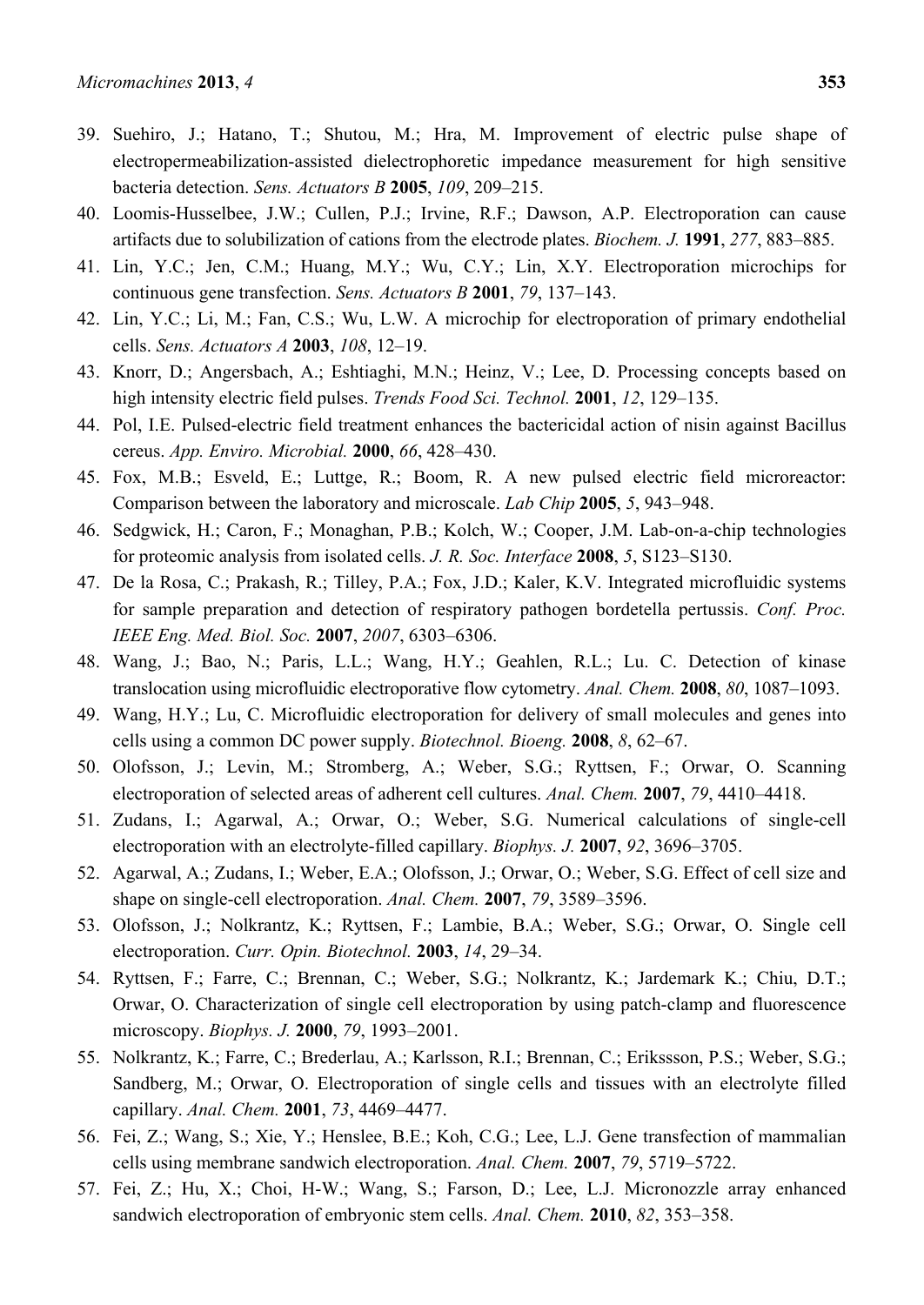39. Suehiro, J.; Hatano, T.; Shutou, M.; Hra, M. Improvement of electric pulse shape of electropermeabilization-assisted dielectrophoretic impedance measurement for high sensitive bacteria detection. *Sens. Actuators B* **2005**, *109*, 209–215.
40. Loomis-Husselbee, J.W.; Cullen, P.J.; Irvine, R.F.; Dawson, A.P. Electroporation can cause artifacts due to solubilization of cations from the electrode plates. *Biochem. J.* **1991**, *277*, 883–885.
41. Lin, Y.C.; Jen, C.M.; Huang, M.Y.; Wu, C.Y.; Lin, X.Y. Electroporation microchips for continuous gene transfection. *Sens. Actuators B* **2001**, *79*, 137–143.
42. Lin, Y.C.; Li, M.; Fan, C.S.; Wu, L.W. A microchip for electroporation of primary endothelial cells. *Sens. Actuators A* **2003**, *108*, 12–19.
43. Knorr, D.; Angersbach, A.; Eshtiaghi, M.N.; Heinz, V.; Lee, D. Processing concepts based on high intensity electric field pulses. *Trends Food Sci. Technol.* **2001**, *12*, 129–135.
44. Pol, I.E. Pulsed-electric field treatment enhances the bactericidal action of nisin against Bacillus cereus. *App. Enviro. Microbial.* **2000**, *66*, 428–430.
45. Fox, M.B.; Esveld, E.; Luttge, R.; Boom, R. A new pulsed electric field microreactor: Comparison between the laboratory and microscale. *Lab Chip* **2005**, *5*, 943–948.
46. Sedgwick, H.; Caron, F.; Monaghan, P.B.; Kolch, W.; Cooper, J.M. Lab-on-a-chip technologies for proteomic analysis from isolated cells. *J. R. Soc. Interface* **2008**, *5*, S123–S130.
47. De la Rosa, C.; Prakash, R.; Tilley, P.A.; Fox, J.D.; Kaler, K.V. Integrated microfluidic systems for sample preparation and detection of respiratory pathogen bordetella pertussis. *Conf. Proc. IEEE Eng. Med. Biol. Soc.* **2007**, *2007*, 6303–6306.
48. Wang, J.; Bao, N.; Paris, L.L.; Wang, H.Y.; Geahlen, R.L.; Lu. C. Detection of kinase translocation using microfluidic electroporative flow cytometry. *Anal. Chem.* **2008**, *80*, 1087–1093.
49. Wang, H.Y.; Lu, C. Microfluidic electroporation for delivery of small molecules and genes into cells using a common DC power supply. *Biotechnol. Bioeng.* **2008**, *8*, 62–67.
50. Olofsson, J.; Levin, M.; Stromberg, A.; Weber, S.G.; Ryttsen, F.; Orwar, O. Scanning electroporation of selected areas of adherent cell cultures. *Anal. Chem.* **2007**, *79*, 4410–4418.
51. Zudans, I.; Agarwal, A.; Orwar, O.; Weber, S.G. Numerical calculations of single-cell electroporation with an electrolyte-filled capillary. *Biophys. J.* **2007**, *92*, 3696–3705.
52. Agarwal, A.; Zudans, I.; Weber, E.A.; Olofsson, J.; Orwar, O.; Weber, S.G. Effect of cell size and shape on single-cell electroporation. *Anal. Chem.* **2007**, *79*, 3589–3596.
53. Olofsson, J.; Nolkrantz, K.; Ryttsen, F.; Lambie, B.A.; Weber, S.G.; Orwar, O. Single cell electroporation. *Curr. Opin. Biotechnol.* **2003**, *14*, 29–34.
54. Ryttsen, F.; Farre, C.; Brennan, C.; Weber, S.G.; Nolkrantz, K.; Jardemark K.; Chiu, D.T.; Orwar, O. Characterization of single cell electroporation by using patch-clamp and fluorescence microscopy. *Biophys. J.* **2000**, *79*, 1993–2001.
55. Nolkrantz, K.; Farre, C.; Brederlau, A.; Karlsson, R.I.; Brennan, C.; Erikssson, P.S.; Weber, S.G.; Sandberg, M.; Orwar, O. Electroporation of single cells and tissues with an electrolyte filled capillary. *Anal. Chem.* **2001**, *73*, 4469–4477.
56. Fei, Z.; Wang, S.; Xie, Y.; Henslee, B.E.; Koh, C.G.; Lee, L.J. Gene transfection of mammalian cells using membrane sandwich electroporation. *Anal. Chem.* **2007**, *79*, 5719–5722.
57. Fei, Z.; Hu, X.; Choi, H-W.; Wang, S.; Farson, D.; Lee, L.J. Micronozzle array enhanced sandwich electroporation of embryonic stem cells. *Anal. Chem.* **2010**, *82*, 353–358.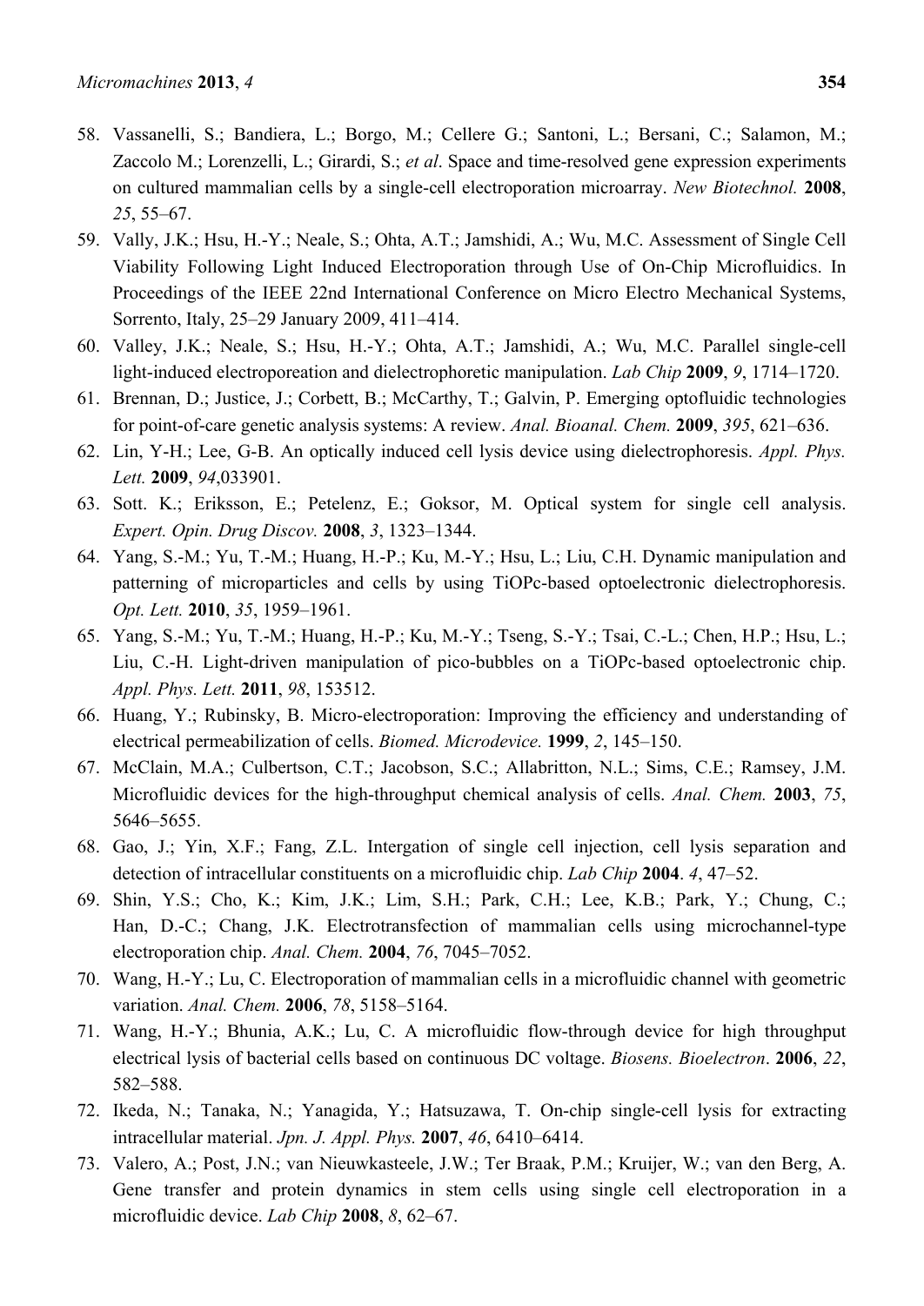58. Vassanelli, S.; Bandiera, L.; Borgo, M.; Cellere G.; Santoni, L.; Bersani, C.; Salamon, M.; Zaccolo M.; Lorenzelli, L.; Girardi, S.; *et al*. Space and time-resolved gene expression experiments on cultured mammalian cells by a single-cell electroporation microarray. *New Biotechnol.* **2008**, *25*, 55–67.
59. Vally, J.K.; Hsu, H.-Y.; Neale, S.; Ohta, A.T.; Jamshidi, A.; Wu, M.C. Assessment of Single Cell Viability Following Light Induced Electroporation through Use of On-Chip Microfluidics. In Proceedings of the IEEE 22nd International Conference on Micro Electro Mechanical Systems, Sorrento, Italy, 25–29 January 2009, 411–414.
60. Valley, J.K.; Neale, S.; Hsu, H.-Y.; Ohta, A.T.; Jamshidi, A.; Wu, M.C. Parallel single-cell light-induced electroporeation and dielectrophoretic manipulation. *Lab Chip* **2009**, *9*, 1714–1720.
61. Brennan, D.; Justice, J.; Corbett, B.; McCarthy, T.; Galvin, P. Emerging optofluidic technologies for point-of-care genetic analysis systems: A review. *Anal. Bioanal. Chem.* **2009**, *395*, 621–636.
62. Lin, Y-H.; Lee, G-B. An optically induced cell lysis device using dielectrophoresis. *Appl. Phys. Lett.* **2009**, *94*,033901.
63. Sott. K.; Eriksson, E.; Petelenz, E.; Goksor, M. Optical system for single cell analysis. *Expert. Opin. Drug Discov.* **2008**, *3*, 1323–1344.
64. Yang, S.-M.; Yu, T.-M.; Huang, H.-P.; Ku, M.-Y.; Hsu, L.; Liu, C.H. Dynamic manipulation and patterning of microparticles and cells by using TiOPc-based optoelectronic dielectrophoresis. *Opt. Lett.* **2010**, *35*, 1959–1961.
65. Yang, S.-M.; Yu, T.-M.; Huang, H.-P.; Ku, M.-Y.; Tseng, S.-Y.; Tsai, C.-L.; Chen, H.P.; Hsu, L.; Liu, C.-H. Light-driven manipulation of pico-bubbles on a TiOPc-based optoelectronic chip. *Appl. Phys. Lett.* **2011**, *98*, 153512.
66. Huang, Y.; Rubinsky, B. Micro-electroporation: Improving the efficiency and understanding of electrical permeabilization of cells. *Biomed. Microdevice.* **1999**, *2*, 145–150.
67. McClain, M.A.; Culbertson, C.T.; Jacobson, S.C.; Allabritton, N.L.; Sims, C.E.; Ramsey, J.M. Microfluidic devices for the high-throughput chemical analysis of cells. *Anal. Chem.* **2003**, *75*, 5646–5655.
68. Gao, J.; Yin, X.F.; Fang, Z.L. Intergation of single cell injection, cell lysis separation and detection of intracellular constituents on a microfluidic chip. *Lab Chip* **2004**. *4*, 47–52.
69. Shin, Y.S.; Cho, K.; Kim, J.K.; Lim, S.H.; Park, C.H.; Lee, K.B.; Park, Y.; Chung, C.; Han, D.-C.; Chang, J.K. Electrotransfection of mammalian cells using microchannel-type electroporation chip. *Anal. Chem.* **2004**, *76*, 7045–7052.
70. Wang, H.-Y.; Lu, C. Electroporation of mammalian cells in a microfluidic channel with geometric variation. *Anal. Chem.* **2006**, *78*, 5158–5164.
71. Wang, H.-Y.; Bhunia, A.K.; Lu, C. A microfluidic flow-through device for high throughput electrical lysis of bacterial cells based on continuous DC voltage. *Biosens. Bioelectron*. **2006**, *22*, 582–588.
72. Ikeda, N.; Tanaka, N.; Yanagida, Y.; Hatsuzawa, T. On-chip single-cell lysis for extracting intracellular material. *Jpn. J. Appl. Phys.* **2007**, *46*, 6410–6414.
73. Valero, A.; Post, J.N.; van Nieuwkasteele, J.W.; Ter Braak, P.M.; Kruijer, W.; van den Berg, A. Gene transfer and protein dynamics in stem cells using single cell electroporation in a microfluidic device. *Lab Chip* **2008**, *8*, 62–67.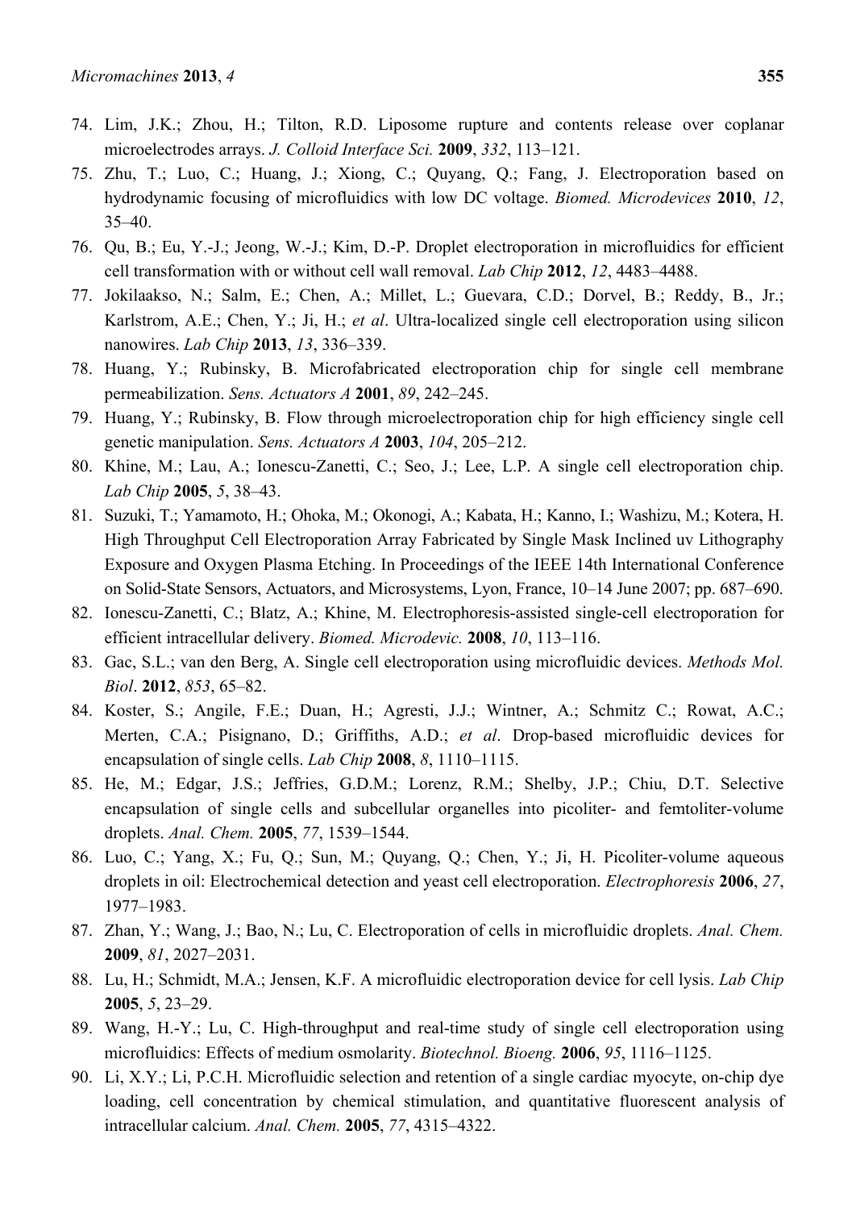74. Lim, J.K.; Zhou, H.; Tilton, R.D. Liposome rupture and contents release over coplanar microelectrodes arrays. *J. Colloid Interface Sci.* **2009**, *332*, 113–121.
75. Zhu, T.; Luo, C.; Huang, J.; Xiong, C.; Quyang, Q.; Fang, J. Electroporation based on hydrodynamic focusing of microfluidics with low DC voltage. *Biomed. Microdevices* **2010**, *12*, 35–40.
76. Qu, B.; Eu, Y.-J.; Jeong, W.-J.; Kim, D.-P. Droplet electroporation in microfluidics for efficient cell transformation with or without cell wall removal. *Lab Chip* **2012**, *12*, 4483–4488.
77. Jokilaakso, N.; Salm, E.; Chen, A.; Millet, L.; Guevara, C.D.; Dorvel, B.; Reddy, B., Jr.; Karlstrom, A.E.; Chen, Y.; Ji, H.; *et al*. Ultra-localized single cell electroporation using silicon nanowires. *Lab Chip* **2013**, *13*, 336–339.
78. Huang, Y.; Rubinsky, B. Microfabricated electroporation chip for single cell membrane permeabilization. *Sens. Actuators A* **2001**, *89*, 242–245.
79. Huang, Y.; Rubinsky, B. Flow through microelectroporation chip for high efficiency single cell genetic manipulation. *Sens. Actuators A* **2003**, *104*, 205–212.
80. Khine, M.; Lau, A.; Ionescu-Zanetti, C.; Seo, J.; Lee, L.P. A single cell electroporation chip. *Lab Chip* **2005**, *5*, 38–43.
81. Suzuki, T.; Yamamoto, H.; Ohoka, M.; Okonogi, A.; Kabata, H.; Kanno, I.; Washizu, M.; Kotera, H. High Throughput Cell Electroporation Array Fabricated by Single Mask Inclined uv Lithography Exposure and Oxygen Plasma Etching. In Proceedings of the IEEE 14th International Conference on Solid-State Sensors, Actuators, and Microsystems, Lyon, France, 10–14 June 2007; pp. 687–690.
82. Ionescu-Zanetti, C.; Blatz, A.; Khine, M. Electrophoresis-assisted single-cell electroporation for efficient intracellular delivery. *Biomed. Microdevic.* **2008**, *10*, 113–116.
83. Gac, S.L.; van den Berg, A. Single cell electroporation using microfluidic devices. *Methods Mol. Biol*. **2012**, *853*, 65–82.
84. Koster, S.; Angile, F.E.; Duan, H.; Agresti, J.J.; Wintner, A.; Schmitz C.; Rowat, A.C.; Merten, C.A.; Pisignano, D.; Griffiths, A.D.; *et al*. Drop-based microfluidic devices for encapsulation of single cells. *Lab Chip* **2008**, *8*, 1110–1115.
85. He, M.; Edgar, J.S.; Jeffries, G.D.M.; Lorenz, R.M.; Shelby, J.P.; Chiu, D.T. Selective encapsulation of single cells and subcellular organelles into picoliter- and femtoliter-volume droplets. *Anal. Chem.* **2005**, *77*, 1539–1544.
86. Luo, C.; Yang, X.; Fu, Q.; Sun, M.; Quyang, Q.; Chen, Y.; Ji, H. Picoliter-volume aqueous droplets in oil: Electrochemical detection and yeast cell electroporation. *Electrophoresis* **2006**, *27*, 1977–1983.
87. Zhan, Y.; Wang, J.; Bao, N.; Lu, C. Electroporation of cells in microfluidic droplets. *Anal. Chem.* **2009**, *81*, 2027–2031.
88. Lu, H.; Schmidt, M.A.; Jensen, K.F. A microfluidic electroporation device for cell lysis. *Lab Chip* **2005**, *5*, 23–29.
89. Wang, H.-Y.; Lu, C. High-throughput and real-time study of single cell electroporation using microfluidics: Effects of medium osmolarity. *Biotechnol. Bioeng.* **2006**, *95*, 1116–1125.
90. Li, X.Y.; Li, P.C.H. Microfluidic selection and retention of a single cardiac myocyte, on-chip dye loading, cell concentration by chemical stimulation, and quantitative fluorescent analysis of intracellular calcium. *Anal. Chem.* **2005**, *77*, 4315–4322.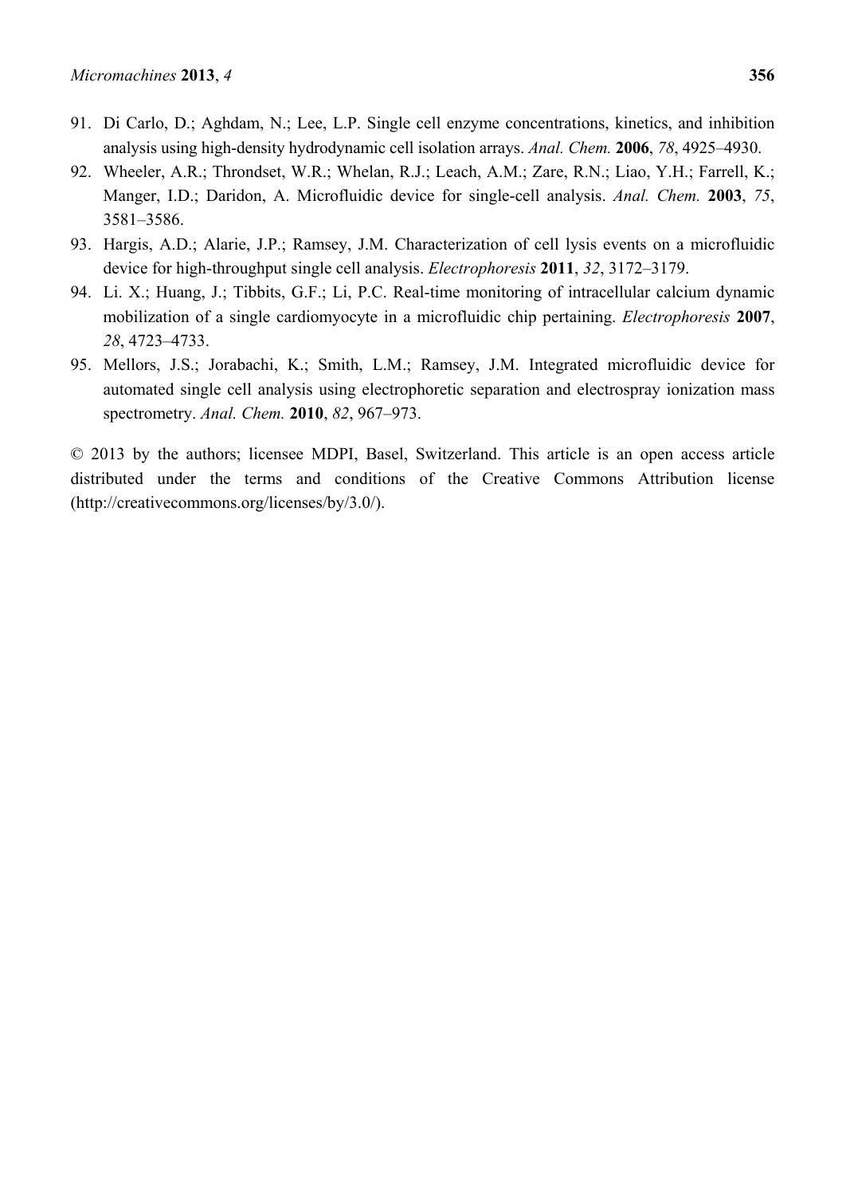91. Di Carlo, D.; Aghdam, N.; Lee, L.P. Single cell enzyme concentrations, kinetics, and inhibition analysis using high-density hydrodynamic cell isolation arrays. *Anal. Chem.* **2006**, *78*, 4925–4930.
92. Wheeler, A.R.; Throndset, W.R.; Whelan, R.J.; Leach, A.M.; Zare, R.N.; Liao, Y.H.; Farrell, K.; Manger, I.D.; Daridon, A. Microfluidic device for single-cell analysis. *Anal. Chem.* **2003**, *75*, 3581–3586.
93. Hargis, A.D.; Alarie, J.P.; Ramsey, J.M. Characterization of cell lysis events on a microfluidic device for high-throughput single cell analysis. *Electrophoresis* **2011**, *32*, 3172–3179.
94. Li. X.; Huang, J.; Tibbits, G.F.; Li, P.C. Real-time monitoring of intracellular calcium dynamic mobilization of a single cardiomyocyte in a microfluidic chip pertaining. *Electrophoresis* **2007**, *28*, 4723–4733.
95. Mellors, J.S.; Jorabachi, K.; Smith, L.M.; Ramsey, J.M. Integrated microfluidic device for automated single cell analysis using electrophoretic separation and electrospray ionization mass spectrometry. *Anal. Chem.* **2010**, *82*, 967–973.

© 2013 by the authors; licensee MDPI, Basel, Switzerland. This article is an open access article distributed under the terms and conditions of the Creative Commons Attribution license (http://creativecommons.org/licenses/by/3.0/).